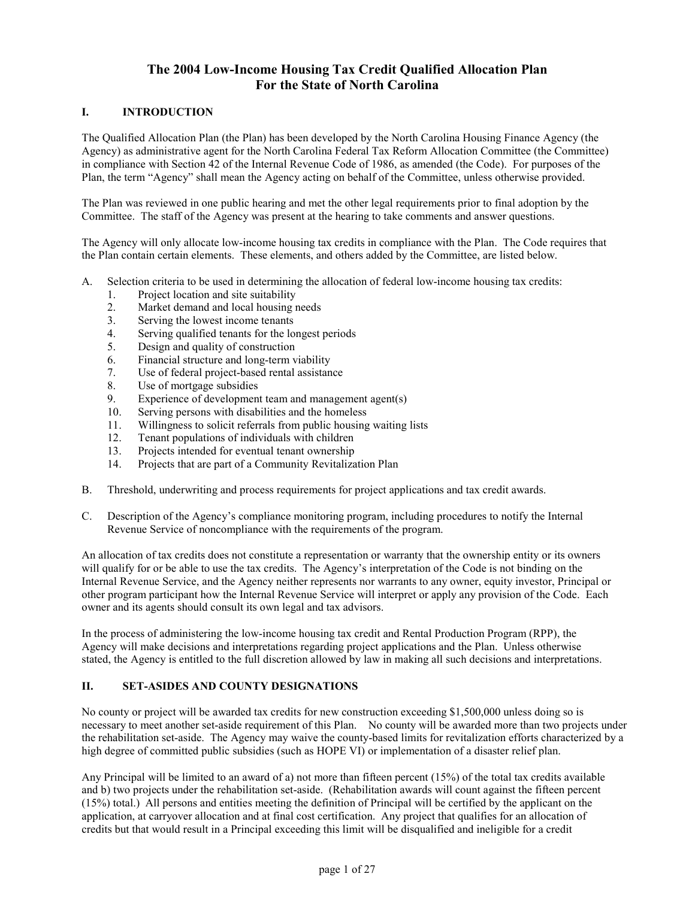# The 2004 Low-Income Housing Tax Credit Qualified Allocation Plan For the State of North Carolina

## I. INTRODUCTION

The Qualified Allocation Plan (the Plan) has been developed by the North Carolina Housing Finance Agency (the Agency) as administrative agent for the North Carolina Federal Tax Reform Allocation Committee (the Committee) in compliance with Section 42 of the Internal Revenue Code of 1986, as amended (the Code). For purposes of the Plan, the term "Agency" shall mean the Agency acting on behalf of the Committee, unless otherwise provided.

The Plan was reviewed in one public hearing and met the other legal requirements prior to final adoption by the Committee. The staff of the Agency was present at the hearing to take comments and answer questions.

The Agency will only allocate low-income housing tax credits in compliance with the Plan. The Code requires that the Plan contain certain elements. These elements, and others added by the Committee, are listed below.

A. Selection criteria to be used in determining the allocation of federal low-income housing tax credits:
   1. Project location and site suitability
   2. Market demand and local housing needs
   3. Serving the lowest income tenants
   4. Serving qualified tenants for the longest periods
   5. Design and quality of construction
   6. Financial structure and long-term viability
   7. Use of federal project-based rental assistance
   8. Use of mortgage subsidies
   9. Experience of development team and management agent(s)
   10. Serving persons with disabilities and the homeless
   11. Willingness to solicit referrals from public housing waiting lists
   12. Tenant populations of individuals with children
   13. Projects intended for eventual tenant ownership
   14. Projects that are part of a Community Revitalization Plan

B. Threshold, underwriting and process requirements for project applications and tax credit awards.

C. Description of the Agency's compliance monitoring program, including procedures to notify the Internal Revenue Service of noncompliance with the requirements of the program.

An allocation of tax credits does not constitute a representation or warranty that the ownership entity or its owners will qualify for or be able to use the tax credits. The Agency's interpretation of the Code is not binding on the Internal Revenue Service, and the Agency neither represents nor warrants to any owner, equity investor, Principal or other program participant how the Internal Revenue Service will interpret or apply any provision of the Code. Each owner and its agents should consult its own legal and tax advisors.

In the process of administering the low-income housing tax credit and Rental Production Program (RPP), the Agency will make decisions and interpretations regarding project applications and the Plan. Unless otherwise stated, the Agency is entitled to the full discretion allowed by law in making all such decisions and interpretations.

## II. SET-ASIDES AND COUNTY DESIGNATIONS

No county or project will be awarded tax credits for new construction exceeding $1,500,000 unless doing so is necessary to meet another set-aside requirement of this Plan. No county will be awarded more than two projects under the rehabilitation set-aside. The Agency may waive the county-based limits for revitalization efforts characterized by a high degree of committed public subsidies (such as HOPE VI) or implementation of a disaster relief plan.

Any Principal will be limited to an award of a) not more than fifteen percent (15%) of the total tax credits available and b) two projects under the rehabilitation set-aside. (Rehabilitation awards will count against the fifteen percent (15%) total.) All persons and entities meeting the definition of Principal will be certified by the applicant on the application, at carryover allocation and at final cost certification. Any project that qualifies for an allocation of credits but that would result in a Principal exceeding this limit will be disqualified and ineligible for a credit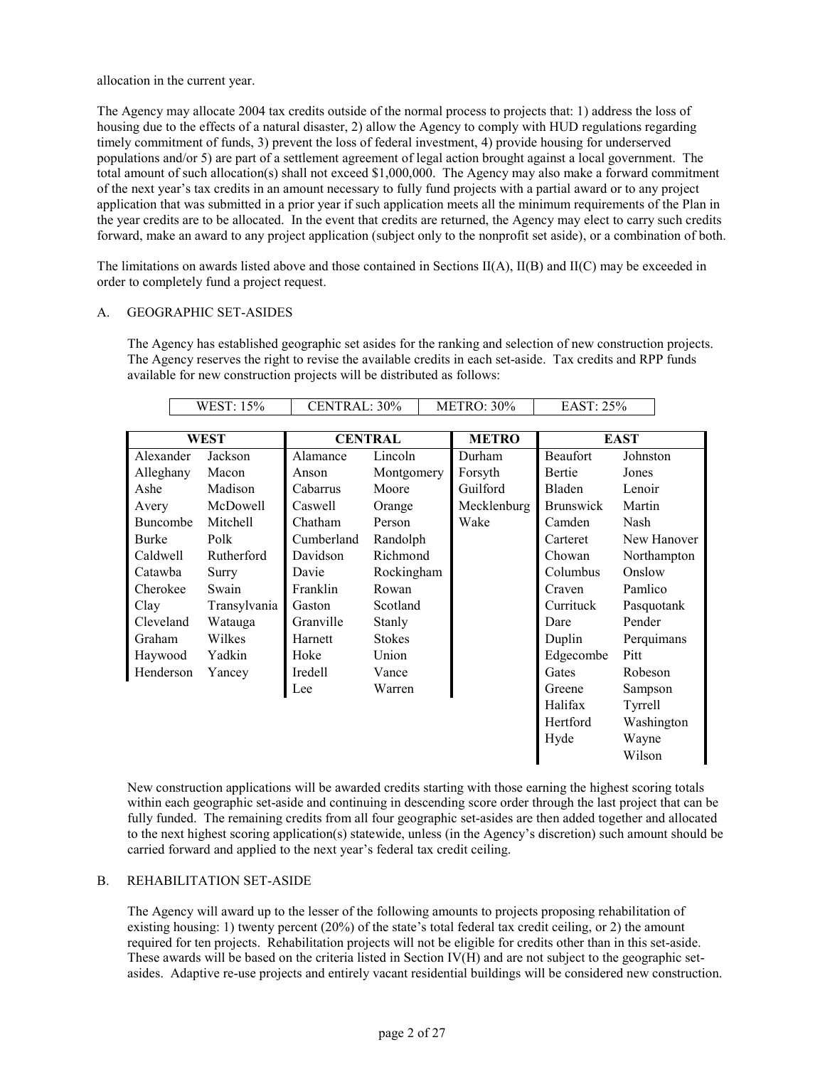allocation in the current year.

The Agency may allocate 2004 tax credits outside of the normal process to projects that: 1) address the loss of housing due to the effects of a natural disaster, 2) allow the Agency to comply with HUD regulations regarding timely commitment of funds, 3) prevent the loss of federal investment, 4) provide housing for underserved populations and/or 5) are part of a settlement agreement of legal action brought against a local government. The total amount of such allocation(s) shall not exceed $1,000,000. The Agency may also make a forward commitment of the next year's tax credits in an amount necessary to fully fund projects with a partial award or to any project application that was submitted in a prior year if such application meets all the minimum requirements of the Plan in the year credits are to be allocated. In the event that credits are returned, the Agency may elect to carry such credits forward, make an award to any project application (subject only to the nonprofit set aside), or a combination of both.

The limitations on awards listed above and those contained in Sections II(A), II(B) and II(C) may be exceeded in order to completely fund a project request.

## A. GEOGRAPHIC SET-ASIDES

The Agency has established geographic set asides for the ranking and selection of new construction projects. The Agency reserves the right to revise the available credits in each set-aside. Tax credits and RPP funds available for new construction projects will be distributed as follows:

| WEST: 15% | CENTRAL: 30% | METRO: 30% | EAST: 25% |
|---|---|---|---|

| WEST | | CENTRAL | | METRO | EAST | |
|---|---|---|---|---|---|---|
| Alexander | Jackson | Alamance | Lincoln | Durham | Beaufort | Johnston |
| Alleghany | Macon | Anson | Montgomery | Forsyth | Bertie | Jones |
| Ashe | Madison | Cabarrus | Moore | Guilford | Bladen | Lenoir |
| Avery | McDowell | Caswell | Orange | Mecklenburg | Brunswick | Martin |
| Buncombe | Mitchell | Chatham | Person | Wake | Camden | Nash |
| Burke | Polk | Cumberland | Randolph | | Carteret | New Hanover |
| Caldwell | Rutherford | Davidson | Richmond | | Chowan | Northampton |
| Catawba | Surry | Davie | Rockingham | | Columbus | Onslow |
| Cherokee | Swain | Franklin | Rowan | | Craven | Pamlico |
| Clay | Transylvania | Gaston | Scotland | | Currituck | Pasquotank |
| Cleveland | Watauga | Granville | Stanly | | Dare | Pender |
| Graham | Wilkes | Harnett | Stokes | | Duplin | Perquimans |
| Haywood | Yadkin | Hoke | Union | | Edgecombe | Pitt |
| Henderson | Yancey | Iredell | Vance | | Gates | Robeson |
| | | Lee | Warren | | Greene | Sampson |
| | | | | | Halifax | Tyrrell |
| | | | | | Hertford | Washington |
| | | | | | Hyde | Wayne |
| | | | | | | Wilson |

New construction applications will be awarded credits starting with those earning the highest scoring totals within each geographic set-aside and continuing in descending score order through the last project that can be fully funded. The remaining credits from all four geographic set-asides are then added together and allocated to the next highest scoring application(s) statewide, unless (in the Agency's discretion) such amount should be carried forward and applied to the next year's federal tax credit ceiling.

## B. REHABILITATION SET-ASIDE

The Agency will award up to the lesser of the following amounts to projects proposing rehabilitation of existing housing: 1) twenty percent (20%) of the state's total federal tax credit ceiling, or 2) the amount required for ten projects. Rehabilitation projects will not be eligible for credits other than in this set-aside. These awards will be based on the criteria listed in Section IV(H) and are not subject to the geographic set-asides. Adaptive re-use projects and entirely vacant residential buildings will be considered new construction.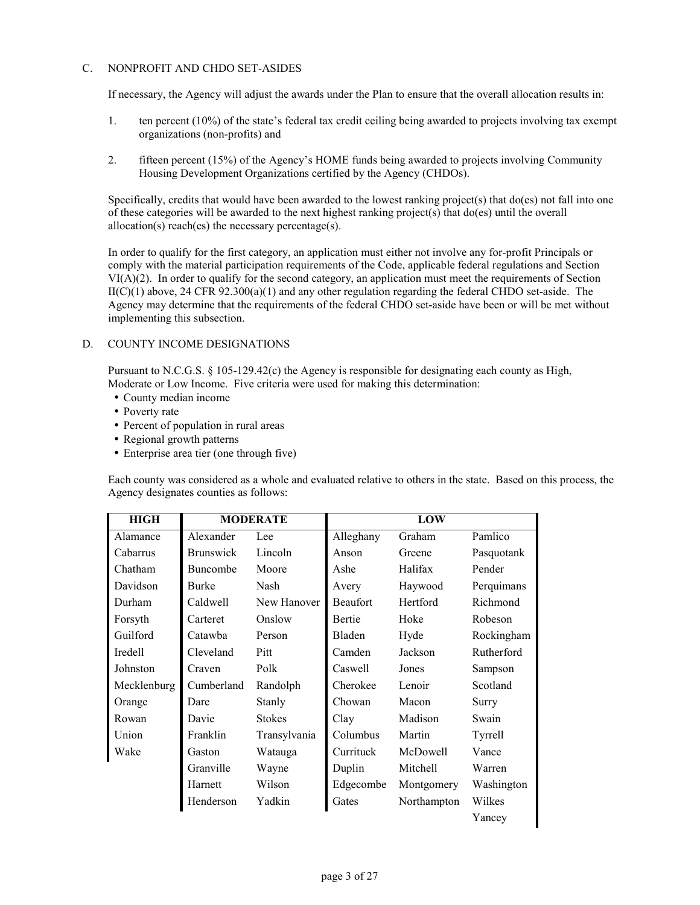## C. NONPROFIT AND CHDO SET-ASIDES

If necessary, the Agency will adjust the awards under the Plan to ensure that the overall allocation results in:

1. ten percent (10%) of the state's federal tax credit ceiling being awarded to projects involving tax exempt organizations (non-profits) and
2. fifteen percent (15%) of the Agency's HOME funds being awarded to projects involving Community Housing Development Organizations certified by the Agency (CHDOs).

Specifically, credits that would have been awarded to the lowest ranking project(s) that do(es) not fall into one of these categories will be awarded to the next highest ranking project(s) that do(es) until the overall allocation(s) reach(es) the necessary percentage(s).

In order to qualify for the first category, an application must either not involve any for-profit Principals or comply with the material participation requirements of the Code, applicable federal regulations and Section VI(A)(2). In order to qualify for the second category, an application must meet the requirements of Section II(C)(1) above, 24 CFR 92.300(a)(1) and any other regulation regarding the federal CHDO set-aside. The Agency may determine that the requirements of the federal CHDO set-aside have been or will be met without implementing this subsection.

## D. COUNTY INCOME DESIGNATIONS

Pursuant to N.C.G.S. § 105-129.42(c) the Agency is responsible for designating each county as High, Moderate or Low Income. Five criteria were used for making this determination:

- County median income
- Poverty rate
- Percent of population in rural areas
- Regional growth patterns
- Enterprise area tier (one through five)

Each county was considered as a whole and evaluated relative to others in the state. Based on this process, the Agency designates counties as follows:

| HIGH | MODERATE | | LOW | | |
|---|---|---|---|---|---|
| Alamance | Alexander | Lee | Alleghany | Graham | Pamlico |
| Cabarrus | Brunswick | Lincoln | Anson | Greene | Pasquotank |
| Chatham | Buncombe | Moore | Ashe | Halifax | Pender |
| Davidson | Burke | Nash | Avery | Haywood | Perquimans |
| Durham | Caldwell | New Hanover | Beaufort | Hertford | Richmond |
| Forsyth | Carteret | Onslow | Bertie | Hoke | Robeson |
| Guilford | Catawba | Person | Bladen | Hyde | Rockingham |
| Iredell | Cleveland | Pitt | Camden | Jackson | Rutherford |
| Johnston | Craven | Polk | Caswell | Jones | Sampson |
| Mecklenburg | Cumberland | Randolph | Cherokee | Lenoir | Scotland |
| Orange | Dare | Stanly | Chowan | Macon | Surry |
| Rowan | Davie | Stokes | Clay | Madison | Swain |
| Union | Franklin | Transylvania | Columbus | Martin | Tyrrell |
| Wake | Gaston | Watauga | Currituck | McDowell | Vance |
| | Granville | Wayne | Duplin | Mitchell | Warren |
| | Harnett | Wilson | Edgecombe | Montgomery | Washington |
| | Henderson | Yadkin | Gates | Northampton | Wilkes |
| | | | | | Yancey |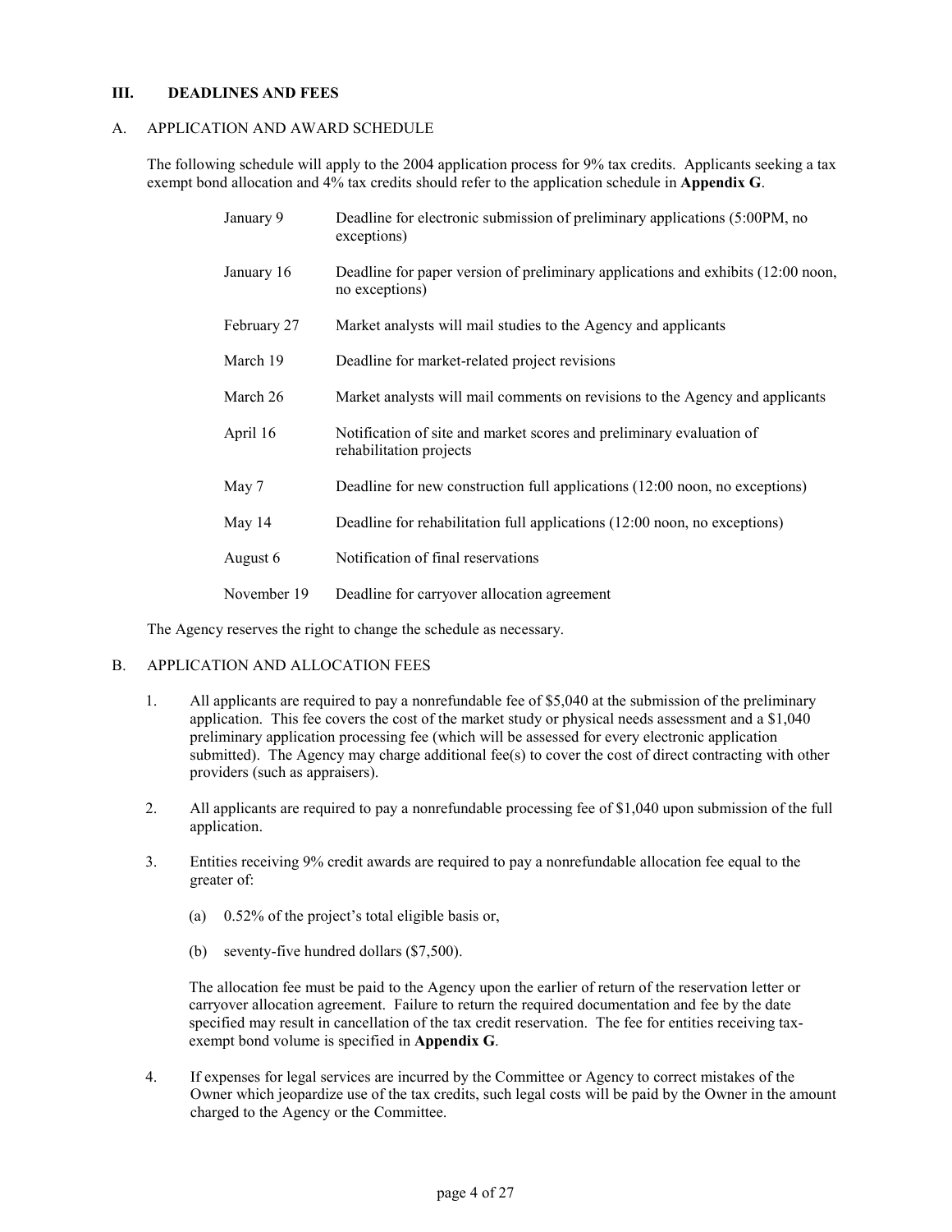## III. DEADLINES AND FEES

### A. APPLICATION AND AWARD SCHEDULE

The following schedule will apply to the 2004 application process for 9% tax credits. Applicants seeking a tax exempt bond allocation and 4% tax credits should refer to the application schedule in **Appendix G**.

| | |
|---|---|
| January 9 | Deadline for electronic submission of preliminary applications (5:00PM, no exceptions) |
| January 16 | Deadline for paper version of preliminary applications and exhibits (12:00 noon, no exceptions) |
| February 27 | Market analysts will mail studies to the Agency and applicants |
| March 19 | Deadline for market-related project revisions |
| March 26 | Market analysts will mail comments on revisions to the Agency and applicants |
| April 16 | Notification of site and market scores and preliminary evaluation of rehabilitation projects |
| May 7 | Deadline for new construction full applications (12:00 noon, no exceptions) |
| May 14 | Deadline for rehabilitation full applications (12:00 noon, no exceptions) |
| August 6 | Notification of final reservations |
| November 19 | Deadline for carryover allocation agreement |

The Agency reserves the right to change the schedule as necessary.

### B. APPLICATION AND ALLOCATION FEES

1. All applicants are required to pay a nonrefundable fee of $5,040 at the submission of the preliminary application. This fee covers the cost of the market study or physical needs assessment and a $1,040 preliminary application processing fee (which will be assessed for every electronic application submitted). The Agency may charge additional fee(s) to cover the cost of direct contracting with other providers (such as appraisers).

2. All applicants are required to pay a nonrefundable processing fee of $1,040 upon submission of the full application.

3. Entities receiving 9% credit awards are required to pay a nonrefundable allocation fee equal to the greater of:

   (a) 0.52% of the project's total eligible basis or,

   (b) seventy-five hundred dollars ($7,500).

   The allocation fee must be paid to the Agency upon the earlier of return of the reservation letter or carryover allocation agreement. Failure to return the required documentation and fee by the date specified may result in cancellation of the tax credit reservation. The fee for entities receiving tax-exempt bond volume is specified in **Appendix G**.

4. If expenses for legal services are incurred by the Committee or Agency to correct mistakes of the Owner which jeopardize use of the tax credits, such legal costs will be paid by the Owner in the amount charged to the Agency or the Committee.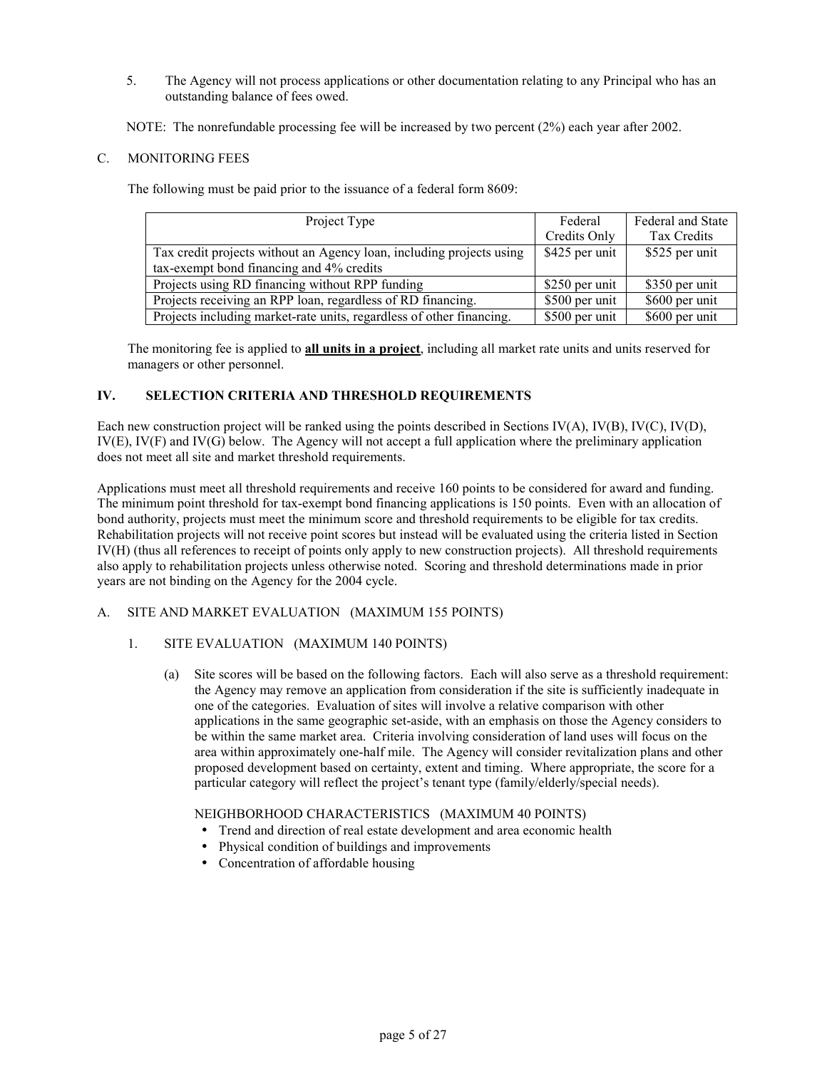5. The Agency will not process applications or other documentation relating to any Principal who has an outstanding balance of fees owed.

NOTE: The nonrefundable processing fee will be increased by two percent (2%) each year after 2002.

C. MONITORING FEES

The following must be paid prior to the issuance of a federal form 8609:

| Project Type | Federal Credits Only | Federal and State Tax Credits |
|---|---|---|
| Tax credit projects without an Agency loan, including projects using tax-exempt bond financing and 4% credits | $425 per unit | $525 per unit |
| Projects using RD financing without RPP funding | $250 per unit | $350 per unit |
| Projects receiving an RPP loan, regardless of RD financing. | $500 per unit | $600 per unit |
| Projects including market-rate units, regardless of other financing. | $500 per unit | $600 per unit |

The monitoring fee is applied to **all units in a project**, including all market rate units and units reserved for managers or other personnel.

## IV. SELECTION CRITERIA AND THRESHOLD REQUIREMENTS

Each new construction project will be ranked using the points described in Sections IV(A), IV(B), IV(C), IV(D), IV(E), IV(F) and IV(G) below. The Agency will not accept a full application where the preliminary application does not meet all site and market threshold requirements.

Applications must meet all threshold requirements and receive 160 points to be considered for award and funding. The minimum point threshold for tax-exempt bond financing applications is 150 points. Even with an allocation of bond authority, projects must meet the minimum score and threshold requirements to be eligible for tax credits. Rehabilitation projects will not receive point scores but instead will be evaluated using the criteria listed in Section IV(H) (thus all references to receipt of points only apply to new construction projects). All threshold requirements also apply to rehabilitation projects unless otherwise noted. Scoring and threshold determinations made in prior years are not binding on the Agency for the 2004 cycle.

A. SITE AND MARKET EVALUATION (MAXIMUM 155 POINTS)

1. SITE EVALUATION (MAXIMUM 140 POINTS)

(a) Site scores will be based on the following factors. Each will also serve as a threshold requirement: the Agency may remove an application from consideration if the site is sufficiently inadequate in one of the categories. Evaluation of sites will involve a relative comparison with other applications in the same geographic set-aside, with an emphasis on those the Agency considers to be within the same market area. Criteria involving consideration of land uses will focus on the area within approximately one-half mile. The Agency will consider revitalization plans and other proposed development based on certainty, extent and timing. Where appropriate, the score for a particular category will reflect the project's tenant type (family/elderly/special needs).

NEIGHBORHOOD CHARACTERISTICS (MAXIMUM 40 POINTS)

- Trend and direction of real estate development and area economic health
- Physical condition of buildings and improvements
- Concentration of affordable housing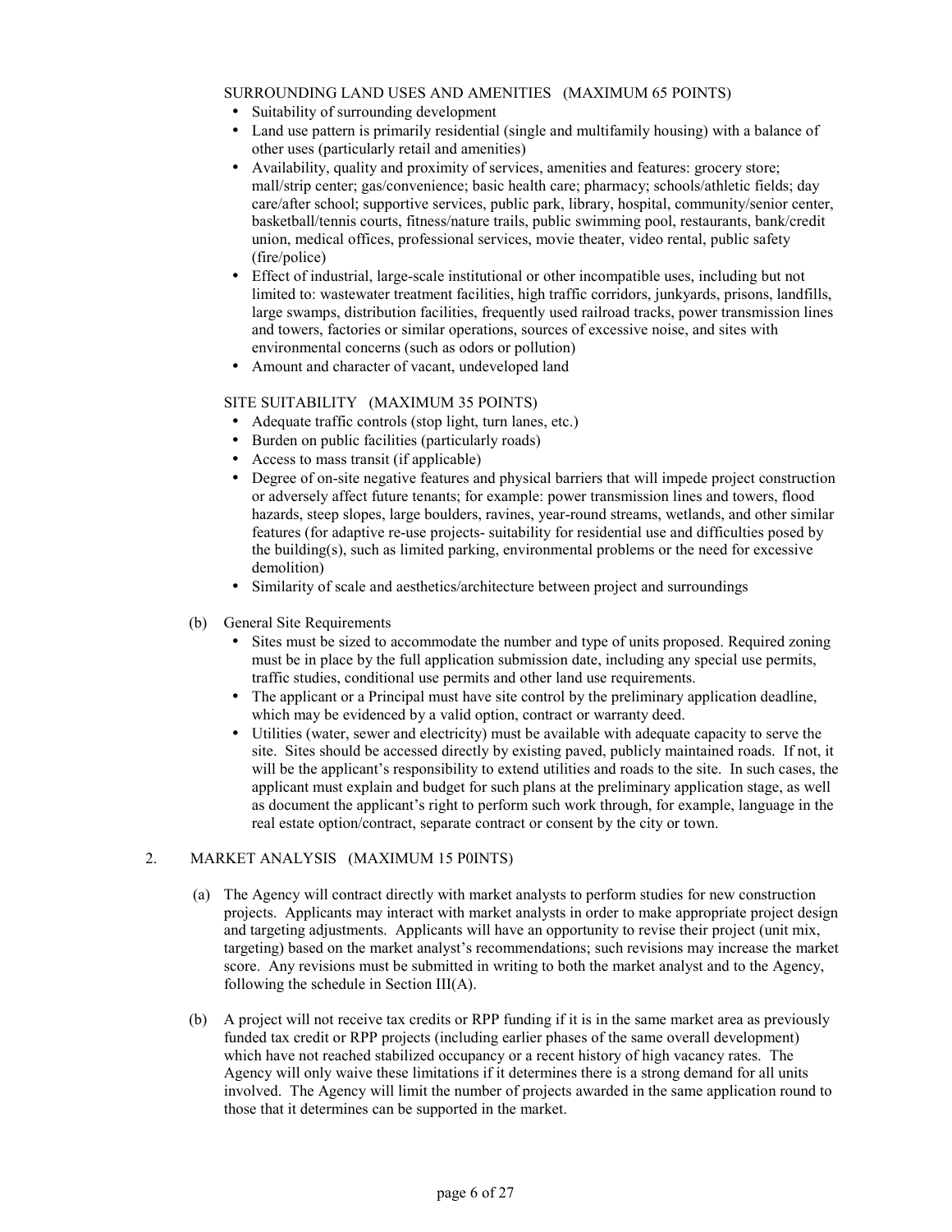SURROUNDING LAND USES AND AMENITIES (MAXIMUM 65 POINTS)

- Suitability of surrounding development
- Land use pattern is primarily residential (single and multifamily housing) with a balance of other uses (particularly retail and amenities)
- Availability, quality and proximity of services, amenities and features: grocery store; mall/strip center; gas/convenience; basic health care; pharmacy; schools/athletic fields; day care/after school; supportive services, public park, library, hospital, community/senior center, basketball/tennis courts, fitness/nature trails, public swimming pool, restaurants, bank/credit union, medical offices, professional services, movie theater, video rental, public safety (fire/police)
- Effect of industrial, large-scale institutional or other incompatible uses, including but not limited to: wastewater treatment facilities, high traffic corridors, junkyards, prisons, landfills, large swamps, distribution facilities, frequently used railroad tracks, power transmission lines and towers, factories or similar operations, sources of excessive noise, and sites with environmental concerns (such as odors or pollution)
- Amount and character of vacant, undeveloped land

SITE SUITABILITY (MAXIMUM 35 POINTS)

- Adequate traffic controls (stop light, turn lanes, etc.)
- Burden on public facilities (particularly roads)
- Access to mass transit (if applicable)
- Degree of on-site negative features and physical barriers that will impede project construction or adversely affect future tenants; for example: power transmission lines and towers, flood hazards, steep slopes, large boulders, ravines, year-round streams, wetlands, and other similar features (for adaptive re-use projects- suitability for residential use and difficulties posed by the building(s), such as limited parking, environmental problems or the need for excessive demolition)
- Similarity of scale and aesthetics/architecture between project and surroundings

(b) General Site Requirements

- Sites must be sized to accommodate the number and type of units proposed. Required zoning must be in place by the full application submission date, including any special use permits, traffic studies, conditional use permits and other land use requirements.
- The applicant or a Principal must have site control by the preliminary application deadline, which may be evidenced by a valid option, contract or warranty deed.
- Utilities (water, sewer and electricity) must be available with adequate capacity to serve the site. Sites should be accessed directly by existing paved, publicly maintained roads. If not, it will be the applicant's responsibility to extend utilities and roads to the site. In such cases, the applicant must explain and budget for such plans at the preliminary application stage, as well as document the applicant's right to perform such work through, for example, language in the real estate option/contract, separate contract or consent by the city or town.

## 2. MARKET ANALYSIS (MAXIMUM 15 P0INTS)

(a) The Agency will contract directly with market analysts to perform studies for new construction projects. Applicants may interact with market analysts in order to make appropriate project design and targeting adjustments. Applicants will have an opportunity to revise their project (unit mix, targeting) based on the market analyst's recommendations; such revisions may increase the market score. Any revisions must be submitted in writing to both the market analyst and to the Agency, following the schedule in Section III(A).

(b) A project will not receive tax credits or RPP funding if it is in the same market area as previously funded tax credit or RPP projects (including earlier phases of the same overall development) which have not reached stabilized occupancy or a recent history of high vacancy rates. The Agency will only waive these limitations if it determines there is a strong demand for all units involved. The Agency will limit the number of projects awarded in the same application round to those that it determines can be supported in the market.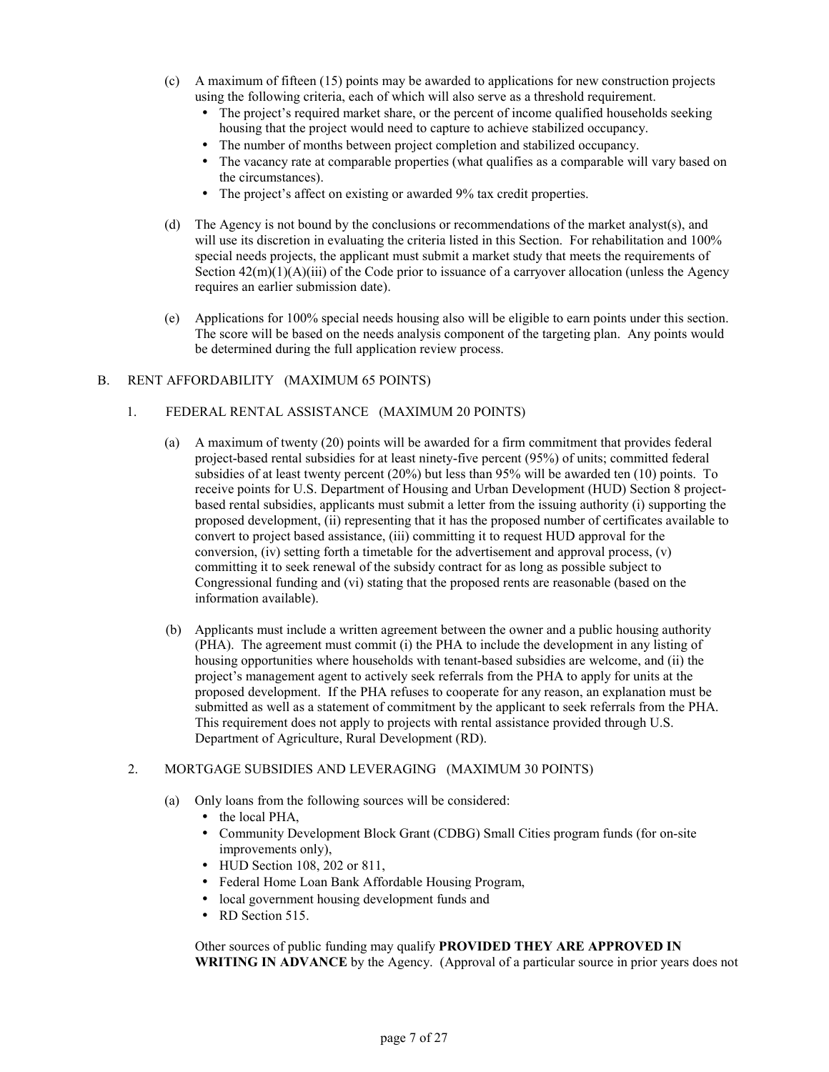(c) A maximum of fifteen (15) points may be awarded to applications for new construction projects using the following criteria, each of which will also serve as a threshold requirement.

- The project's required market share, or the percent of income qualified households seeking housing that the project would need to capture to achieve stabilized occupancy.
- The number of months between project completion and stabilized occupancy.
- The vacancy rate at comparable properties (what qualifies as a comparable will vary based on the circumstances).
- The project's affect on existing or awarded 9% tax credit properties.

(d) The Agency is not bound by the conclusions or recommendations of the market analyst(s), and will use its discretion in evaluating the criteria listed in this Section. For rehabilitation and 100% special needs projects, the applicant must submit a market study that meets the requirements of Section 42(m)(1)(A)(iii) of the Code prior to issuance of a carryover allocation (unless the Agency requires an earlier submission date).

(e) Applications for 100% special needs housing also will be eligible to earn points under this section. The score will be based on the needs analysis component of the targeting plan. Any points would be determined during the full application review process.

## B. RENT AFFORDABILITY (MAXIMUM 65 POINTS)

### 1. FEDERAL RENTAL ASSISTANCE (MAXIMUM 20 POINTS)

(a) A maximum of twenty (20) points will be awarded for a firm commitment that provides federal project-based rental subsidies for at least ninety-five percent (95%) of units; committed federal subsidies of at least twenty percent (20%) but less than 95% will be awarded ten (10) points. To receive points for U.S. Department of Housing and Urban Development (HUD) Section 8 project-based rental subsidies, applicants must submit a letter from the issuing authority (i) supporting the proposed development, (ii) representing that it has the proposed number of certificates available to convert to project based assistance, (iii) committing it to request HUD approval for the conversion, (iv) setting forth a timetable for the advertisement and approval process, (v) committing it to seek renewal of the subsidy contract for as long as possible subject to Congressional funding and (vi) stating that the proposed rents are reasonable (based on the information available).

(b) Applicants must include a written agreement between the owner and a public housing authority (PHA). The agreement must commit (i) the PHA to include the development in any listing of housing opportunities where households with tenant-based subsidies are welcome, and (ii) the project's management agent to actively seek referrals from the PHA to apply for units at the proposed development. If the PHA refuses to cooperate for any reason, an explanation must be submitted as well as a statement of commitment by the applicant to seek referrals from the PHA. This requirement does not apply to projects with rental assistance provided through U.S. Department of Agriculture, Rural Development (RD).

### 2. MORTGAGE SUBSIDIES AND LEVERAGING (MAXIMUM 30 POINTS)

(a) Only loans from the following sources will be considered:

- the local PHA,
- Community Development Block Grant (CDBG) Small Cities program funds (for on-site improvements only),
- HUD Section 108, 202 or 811,
- Federal Home Loan Bank Affordable Housing Program,
- local government housing development funds and
- RD Section 515.

Other sources of public funding may qualify **PROVIDED THEY ARE APPROVED IN WRITING IN ADVANCE** by the Agency. (Approval of a particular source in prior years does not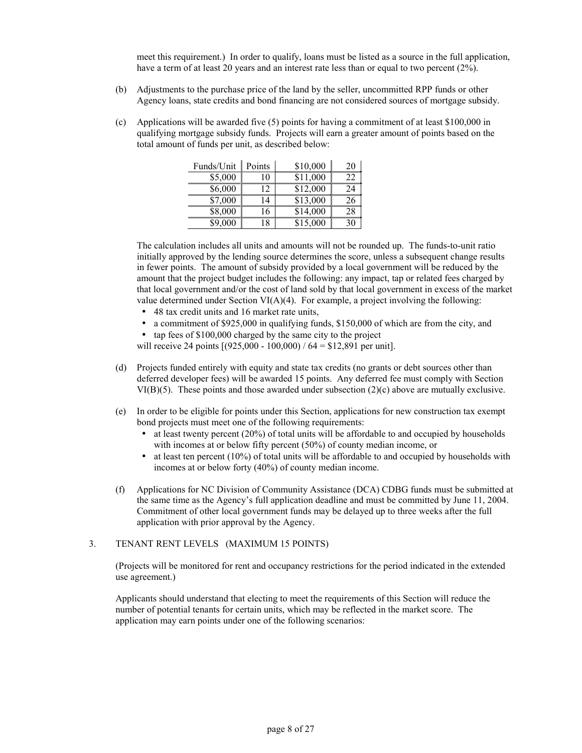meet this requirement.) In order to qualify, loans must be listed as a source in the full application, have a term of at least 20 years and an interest rate less than or equal to two percent (2%).

(b) Adjustments to the purchase price of the land by the seller, uncommitted RPP funds or other Agency loans, state credits and bond financing are not considered sources of mortgage subsidy.

(c) Applications will be awarded five (5) points for having a commitment of at least $100,000 in qualifying mortgage subsidy funds. Projects will earn a greater amount of points based on the total amount of funds per unit, as described below:

| Funds/Unit | Points | Funds/Unit | Points |
|---|---|---|---|
| $5,000 | 10 | $10,000 | 20 |
| $6,000 | 12 | $11,000 | 22 |
| $7,000 | 14 | $12,000 | 24 |
| $8,000 | 16 | $13,000 | 26 |
| $9,000 | 18 | $14,000 | 28 |
| | | $15,000 | 30 |

The calculation includes all units and amounts will not be rounded up. The funds-to-unit ratio initially approved by the lending source determines the score, unless a subsequent change results in fewer points. The amount of subsidy provided by a local government will be reduced by the amount that the project budget includes the following: any impact, tap or related fees charged by that local government and/or the cost of land sold by that local government in excess of the market value determined under Section VI(A)(4). For example, a project involving the following:

- 48 tax credit units and 16 market rate units,
- a commitment of $925,000 in qualifying funds, $150,000 of which are from the city, and
- tap fees of $100,000 charged by the same city to the project

will receive 24 points [(925,000 - 100,000) / 64 = $12,891 per unit].

(d) Projects funded entirely with equity and state tax credits (no grants or debt sources other than deferred developer fees) will be awarded 15 points. Any deferred fee must comply with Section VI(B)(5). These points and those awarded under subsection (2)(c) above are mutually exclusive.

(e) In order to be eligible for points under this Section, applications for new construction tax exempt bond projects must meet one of the following requirements:

- at least twenty percent (20%) of total units will be affordable to and occupied by households with incomes at or below fifty percent (50%) of county median income, or
- at least ten percent (10%) of total units will be affordable to and occupied by households with incomes at or below forty (40%) of county median income.

(f) Applications for NC Division of Community Assistance (DCA) CDBG funds must be submitted at the same time as the Agency's full application deadline and must be committed by June 11, 2004. Commitment of other local government funds may be delayed up to three weeks after the full application with prior approval by the Agency.

3. TENANT RENT LEVELS (MAXIMUM 15 POINTS)

(Projects will be monitored for rent and occupancy restrictions for the period indicated in the extended use agreement.)

Applicants should understand that electing to meet the requirements of this Section will reduce the number of potential tenants for certain units, which may be reflected in the market score. The application may earn points under one of the following scenarios: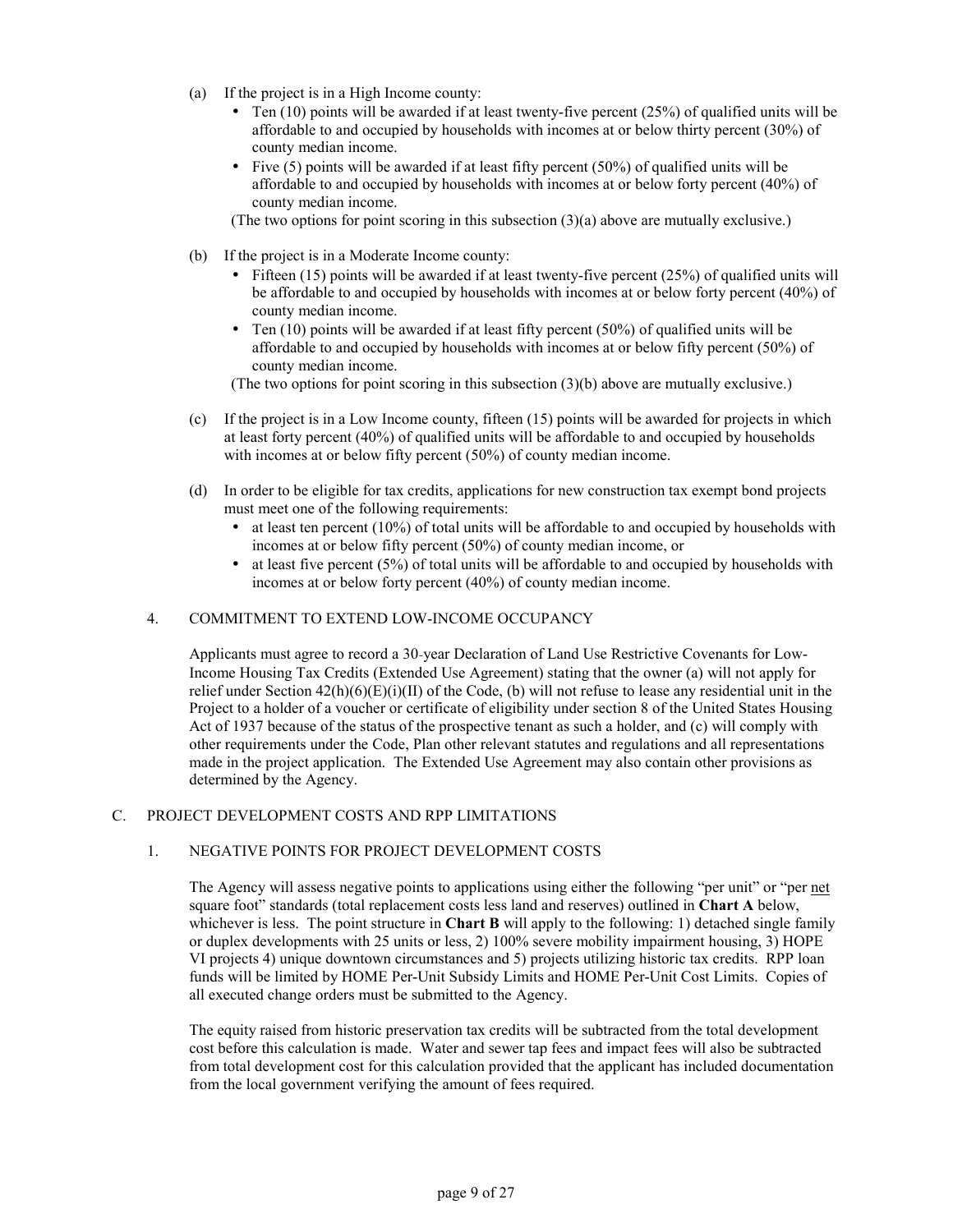(a) If the project is in a High Income county:

- Ten (10) points will be awarded if at least twenty-five percent (25%) of qualified units will be affordable to and occupied by households with incomes at or below thirty percent (30%) of county median income.
- Five (5) points will be awarded if at least fifty percent (50%) of qualified units will be affordable to and occupied by households with incomes at or below forty percent (40%) of county median income.

(The two options for point scoring in this subsection (3)(a) above are mutually exclusive.)

(b) If the project is in a Moderate Income county:

- Fifteen (15) points will be awarded if at least twenty-five percent (25%) of qualified units will be affordable to and occupied by households with incomes at or below forty percent (40%) of county median income.
- Ten (10) points will be awarded if at least fifty percent (50%) of qualified units will be affordable to and occupied by households with incomes at or below fifty percent (50%) of county median income.

(The two options for point scoring in this subsection (3)(b) above are mutually exclusive.)

(c) If the project is in a Low Income county, fifteen (15) points will be awarded for projects in which at least forty percent (40%) of qualified units will be affordable to and occupied by households with incomes at or below fifty percent (50%) of county median income.

(d) In order to be eligible for tax credits, applications for new construction tax exempt bond projects must meet one of the following requirements:

- at least ten percent (10%) of total units will be affordable to and occupied by households with incomes at or below fifty percent (50%) of county median income, or
- at least five percent (5%) of total units will be affordable to and occupied by households with incomes at or below forty percent (40%) of county median income.

4. COMMITMENT TO EXTEND LOW-INCOME OCCUPANCY

Applicants must agree to record a 30-year Declaration of Land Use Restrictive Covenants for Low-Income Housing Tax Credits (Extended Use Agreement) stating that the owner (a) will not apply for relief under Section 42(h)(6)(E)(i)(II) of the Code, (b) will not refuse to lease any residential unit in the Project to a holder of a voucher or certificate of eligibility under section 8 of the United States Housing Act of 1937 because of the status of the prospective tenant as such a holder, and (c) will comply with other requirements under the Code, Plan other relevant statutes and regulations and all representations made in the project application. The Extended Use Agreement may also contain other provisions as determined by the Agency.

C. PROJECT DEVELOPMENT COSTS AND RPP LIMITATIONS

1. NEGATIVE POINTS FOR PROJECT DEVELOPMENT COSTS

The Agency will assess negative points to applications using either the following "per unit" or "per net square foot" standards (total replacement costs less land and reserves) outlined in **Chart A** below, whichever is less. The point structure in **Chart B** will apply to the following: 1) detached single family or duplex developments with 25 units or less, 2) 100% severe mobility impairment housing, 3) HOPE VI projects 4) unique downtown circumstances and 5) projects utilizing historic tax credits. RPP loan funds will be limited by HOME Per-Unit Subsidy Limits and HOME Per-Unit Cost Limits. Copies of all executed change orders must be submitted to the Agency.

The equity raised from historic preservation tax credits will be subtracted from the total development cost before this calculation is made. Water and sewer tap fees and impact fees will also be subtracted from total development cost for this calculation provided that the applicant has included documentation from the local government verifying the amount of fees required.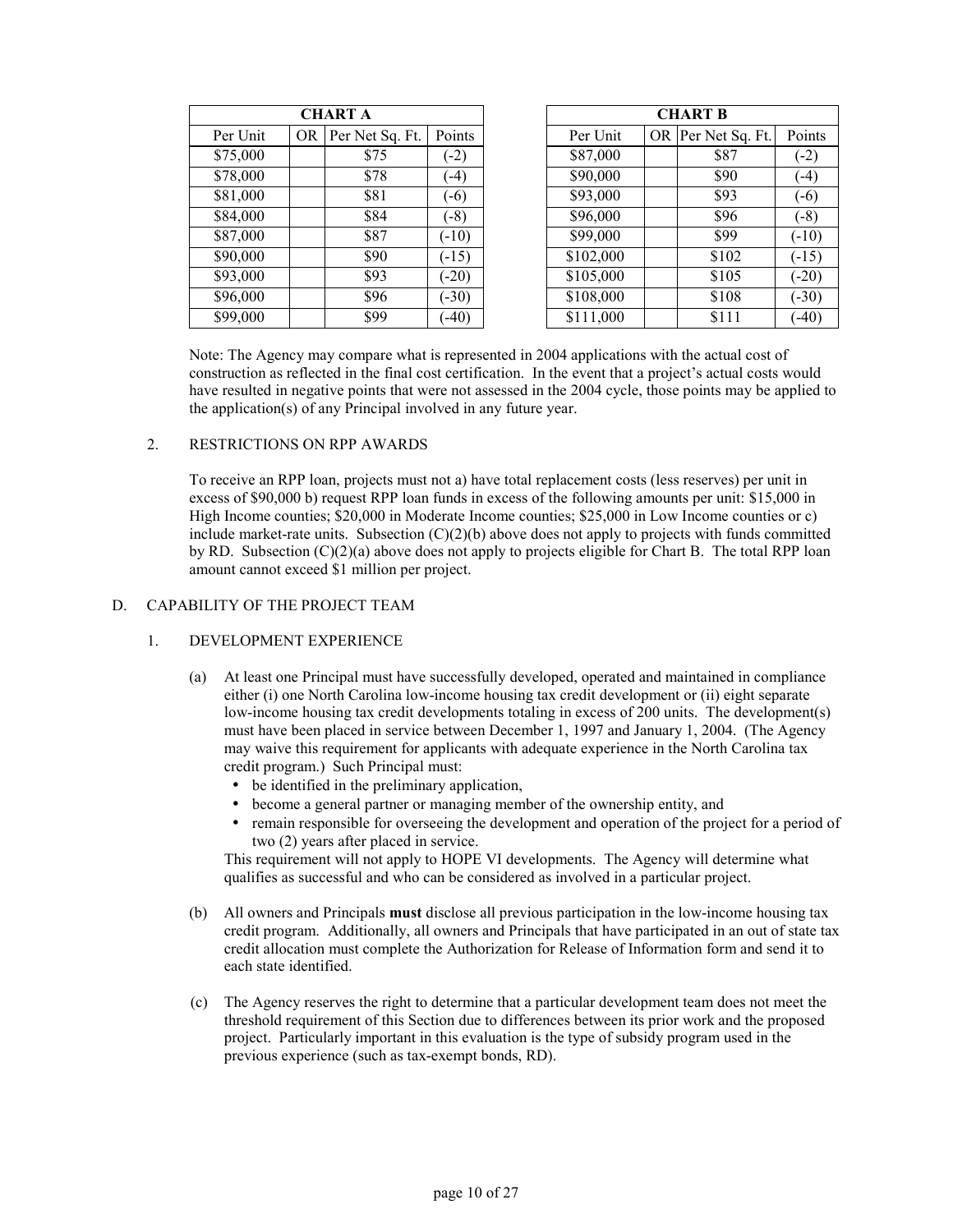| CHART A | | | |
|---|---|---|---|
| Per Unit | OR | Per Net Sq. Ft. | Points |
| $75,000 | | $75 | (-2) |
| $78,000 | | $78 | (-4) |
| $81,000 | | $81 | (-6) |
| $84,000 | | $84 | (-8) |
| $87,000 | | $87 | (-10) |
| $90,000 | | $90 | (-15) |
| $93,000 | | $93 | (-20) |
| $96,000 | | $96 | (-30) |
| $99,000 | | $99 | (-40) |

| CHART B | | | |
|---|---|---|---|
| Per Unit | OR | Per Net Sq. Ft. | Points |
| $87,000 | | $87 | (-2) |
| $90,000 | | $90 | (-4) |
| $93,000 | | $93 | (-6) |
| $96,000 | | $96 | (-8) |
| $99,000 | | $99 | (-10) |
| $102,000 | | $102 | (-15) |
| $105,000 | | $105 | (-20) |
| $108,000 | | $108 | (-30) |
| $111,000 | | $111 | (-40) |

Note: The Agency may compare what is represented in 2004 applications with the actual cost of construction as reflected in the final cost certification. In the event that a project's actual costs would have resulted in negative points that were not assessed in the 2004 cycle, those points may be applied to the application(s) of any Principal involved in any future year.

2. RESTRICTIONS ON RPP AWARDS

To receive an RPP loan, projects must not a) have total replacement costs (less reserves) per unit in excess of $90,000 b) request RPP loan funds in excess of the following amounts per unit: $15,000 in High Income counties; $20,000 in Moderate Income counties; $25,000 in Low Income counties or c) include market-rate units. Subsection (C)(2)(b) above does not apply to projects with funds committed by RD. Subsection (C)(2)(a) above does not apply to projects eligible for Chart B. The total RPP loan amount cannot exceed $1 million per project.

D. CAPABILITY OF THE PROJECT TEAM

1. DEVELOPMENT EXPERIENCE

(a) At least one Principal must have successfully developed, operated and maintained in compliance either (i) one North Carolina low-income housing tax credit development or (ii) eight separate low-income housing tax credit developments totaling in excess of 200 units. The development(s) must have been placed in service between December 1, 1997 and January 1, 2004. (The Agency may waive this requirement for applicants with adequate experience in the North Carolina tax credit program.) Such Principal must:

- be identified in the preliminary application,
- become a general partner or managing member of the ownership entity, and
- remain responsible for overseeing the development and operation of the project for a period of two (2) years after placed in service.

This requirement will not apply to HOPE VI developments. The Agency will determine what qualifies as successful and who can be considered as involved in a particular project.

(b) All owners and Principals **must** disclose all previous participation in the low-income housing tax credit program. Additionally, all owners and Principals that have participated in an out of state tax credit allocation must complete the Authorization for Release of Information form and send it to each state identified.

(c) The Agency reserves the right to determine that a particular development team does not meet the threshold requirement of this Section due to differences between its prior work and the proposed project. Particularly important in this evaluation is the type of subsidy program used in the previous experience (such as tax-exempt bonds, RD).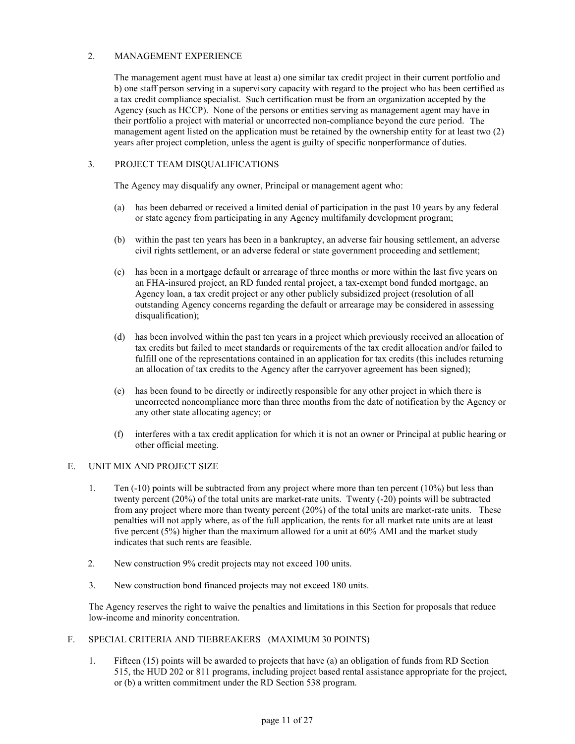2. MANAGEMENT EXPERIENCE

The management agent must have at least a) one similar tax credit project in their current portfolio and b) one staff person serving in a supervisory capacity with regard to the project who has been certified as a tax credit compliance specialist. Such certification must be from an organization accepted by the Agency (such as HCCP). None of the persons or entities serving as management agent may have in their portfolio a project with material or uncorrected non-compliance beyond the cure period. The management agent listed on the application must be retained by the ownership entity for at least two (2) years after project completion, unless the agent is guilty of specific nonperformance of duties.

3. PROJECT TEAM DISQUALIFICATIONS

The Agency may disqualify any owner, Principal or management agent who:

(a) has been debarred or received a limited denial of participation in the past 10 years by any federal or state agency from participating in any Agency multifamily development program;

(b) within the past ten years has been in a bankruptcy, an adverse fair housing settlement, an adverse civil rights settlement, or an adverse federal or state government proceeding and settlement;

(c) has been in a mortgage default or arrearage of three months or more within the last five years on an FHA-insured project, an RD funded rental project, a tax-exempt bond funded mortgage, an Agency loan, a tax credit project or any other publicly subsidized project (resolution of all outstanding Agency concerns regarding the default or arrearage may be considered in assessing disqualification);

(d) has been involved within the past ten years in a project which previously received an allocation of tax credits but failed to meet standards or requirements of the tax credit allocation and/or failed to fulfill one of the representations contained in an application for tax credits (this includes returning an allocation of tax credits to the Agency after the carryover agreement has been signed);

(e) has been found to be directly or indirectly responsible for any other project in which there is uncorrected noncompliance more than three months from the date of notification by the Agency or any other state allocating agency; or

(f) interferes with a tax credit application for which it is not an owner or Principal at public hearing or other official meeting.

E. UNIT MIX AND PROJECT SIZE

1. Ten (-10) points will be subtracted from any project where more than ten percent (10%) but less than twenty percent (20%) of the total units are market-rate units. Twenty (-20) points will be subtracted from any project where more than twenty percent (20%) of the total units are market-rate units. These penalties will not apply where, as of the full application, the rents for all market rate units are at least five percent (5%) higher than the maximum allowed for a unit at 60% AMI and the market study indicates that such rents are feasible.

2. New construction 9% credit projects may not exceed 100 units.

3. New construction bond financed projects may not exceed 180 units.

The Agency reserves the right to waive the penalties and limitations in this Section for proposals that reduce low-income and minority concentration.

F. SPECIAL CRITERIA AND TIEBREAKERS (MAXIMUM 30 POINTS)

1. Fifteen (15) points will be awarded to projects that have (a) an obligation of funds from RD Section 515, the HUD 202 or 811 programs, including project based rental assistance appropriate for the project, or (b) a written commitment under the RD Section 538 program.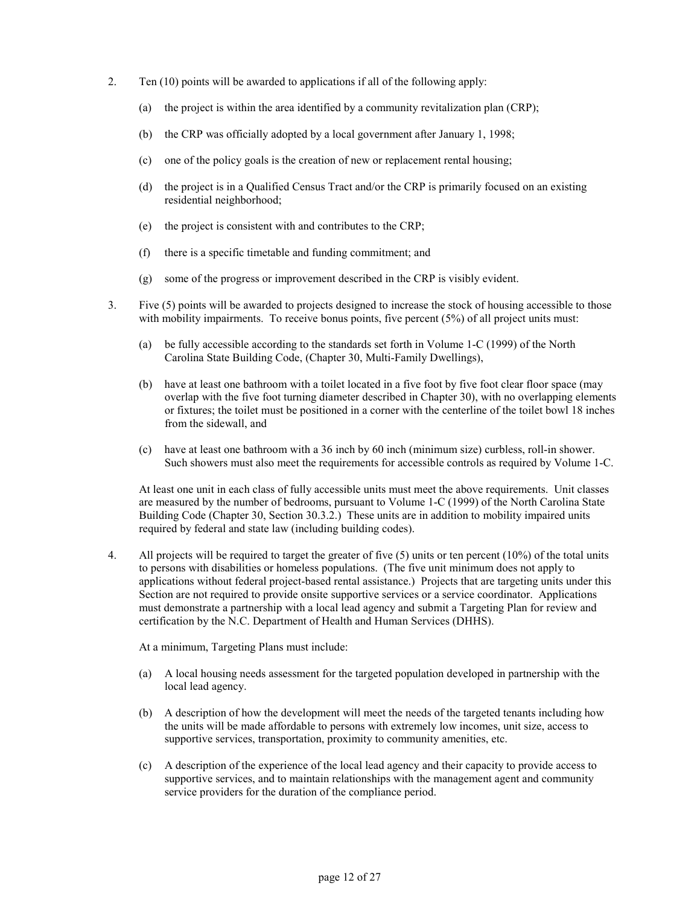2. Ten (10) points will be awarded to applications if all of the following apply:

   (a) the project is within the area identified by a community revitalization plan (CRP);

   (b) the CRP was officially adopted by a local government after January 1, 1998;

   (c) one of the policy goals is the creation of new or replacement rental housing;

   (d) the project is in a Qualified Census Tract and/or the CRP is primarily focused on an existing residential neighborhood;

   (e) the project is consistent with and contributes to the CRP;

   (f) there is a specific timetable and funding commitment; and

   (g) some of the progress or improvement described in the CRP is visibly evident.

3. Five (5) points will be awarded to projects designed to increase the stock of housing accessible to those with mobility impairments. To receive bonus points, five percent (5%) of all project units must:

   (a) be fully accessible according to the standards set forth in Volume 1-C (1999) of the North Carolina State Building Code, (Chapter 30, Multi-Family Dwellings),

   (b) have at least one bathroom with a toilet located in a five foot by five foot clear floor space (may overlap with the five foot turning diameter described in Chapter 30), with no overlapping elements or fixtures; the toilet must be positioned in a corner with the centerline of the toilet bowl 18 inches from the sidewall, and

   (c) have at least one bathroom with a 36 inch by 60 inch (minimum size) curbless, roll-in shower. Such showers must also meet the requirements for accessible controls as required by Volume 1-C.

   At least one unit in each class of fully accessible units must meet the above requirements. Unit classes are measured by the number of bedrooms, pursuant to Volume 1-C (1999) of the North Carolina State Building Code (Chapter 30, Section 30.3.2.) These units are in addition to mobility impaired units required by federal and state law (including building codes).

4. All projects will be required to target the greater of five (5) units or ten percent (10%) of the total units to persons with disabilities or homeless populations. (The five unit minimum does not apply to applications without federal project-based rental assistance.) Projects that are targeting units under this Section are not required to provide onsite supportive services or a service coordinator. Applications must demonstrate a partnership with a local lead agency and submit a Targeting Plan for review and certification by the N.C. Department of Health and Human Services (DHHS).

   At a minimum, Targeting Plans must include:

   (a) A local housing needs assessment for the targeted population developed in partnership with the local lead agency.

   (b) A description of how the development will meet the needs of the targeted tenants including how the units will be made affordable to persons with extremely low incomes, unit size, access to supportive services, transportation, proximity to community amenities, etc.

   (c) A description of the experience of the local lead agency and their capacity to provide access to supportive services, and to maintain relationships with the management agent and community service providers for the duration of the compliance period.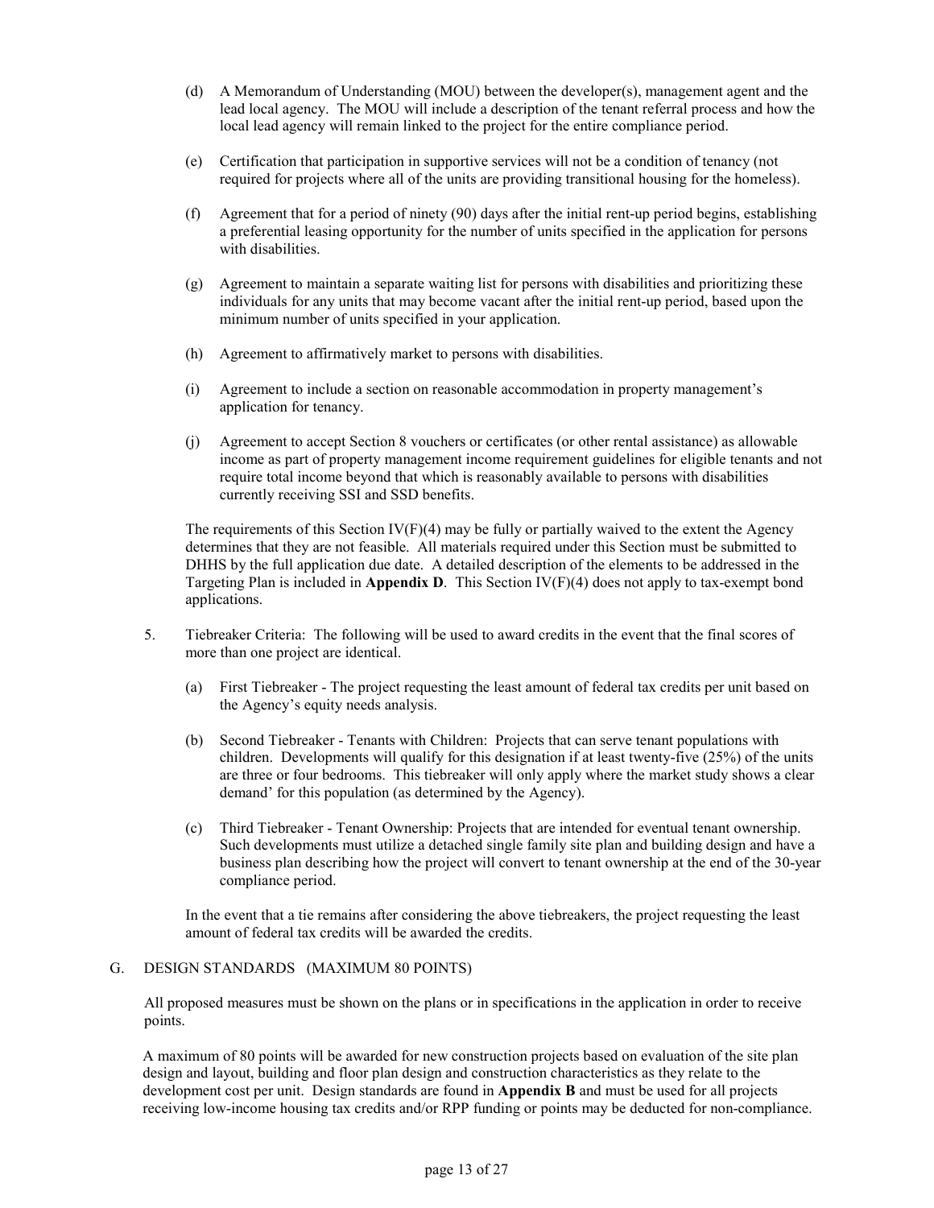(d) A Memorandum of Understanding (MOU) between the developer(s), management agent and the lead local agency. The MOU will include a description of the tenant referral process and how the local lead agency will remain linked to the project for the entire compliance period.

(e) Certification that participation in supportive services will not be a condition of tenancy (not required for projects where all of the units are providing transitional housing for the homeless).

(f) Agreement that for a period of ninety (90) days after the initial rent-up period begins, establishing a preferential leasing opportunity for the number of units specified in the application for persons with disabilities.

(g) Agreement to maintain a separate waiting list for persons with disabilities and prioritizing these individuals for any units that may become vacant after the initial rent-up period, based upon the minimum number of units specified in your application.

(h) Agreement to affirmatively market to persons with disabilities.

(i) Agreement to include a section on reasonable accommodation in property management's application for tenancy.

(j) Agreement to accept Section 8 vouchers or certificates (or other rental assistance) as allowable income as part of property management income requirement guidelines for eligible tenants and not require total income beyond that which is reasonably available to persons with disabilities currently receiving SSI and SSD benefits.

The requirements of this Section IV(F)(4) may be fully or partially waived to the extent the Agency determines that they are not feasible. All materials required under this Section must be submitted to DHHS by the full application due date. A detailed description of the elements to be addressed in the Targeting Plan is included in **Appendix D**. This Section IV(F)(4) does not apply to tax-exempt bond applications.

5. Tiebreaker Criteria: The following will be used to award credits in the event that the final scores of more than one project are identical.

   (a) First Tiebreaker - The project requesting the least amount of federal tax credits per unit based on the Agency's equity needs analysis.

   (b) Second Tiebreaker - Tenants with Children: Projects that can serve tenant populations with children. Developments will qualify for this designation if at least twenty-five (25%) of the units are three or four bedrooms. This tiebreaker will only apply where the market study shows a clear demand' for this population (as determined by the Agency).

   (c) Third Tiebreaker - Tenant Ownership: Projects that are intended for eventual tenant ownership. Such developments must utilize a detached single family site plan and building design and have a business plan describing how the project will convert to tenant ownership at the end of the 30-year compliance period.

   In the event that a tie remains after considering the above tiebreakers, the project requesting the least amount of federal tax credits will be awarded the credits.

## G. DESIGN STANDARDS (MAXIMUM 80 POINTS)

All proposed measures must be shown on the plans or in specifications in the application in order to receive points.

A maximum of 80 points will be awarded for new construction projects based on evaluation of the site plan design and layout, building and floor plan design and construction characteristics as they relate to the development cost per unit. Design standards are found in **Appendix B** and must be used for all projects receiving low-income housing tax credits and/or RPP funding or points may be deducted for non-compliance.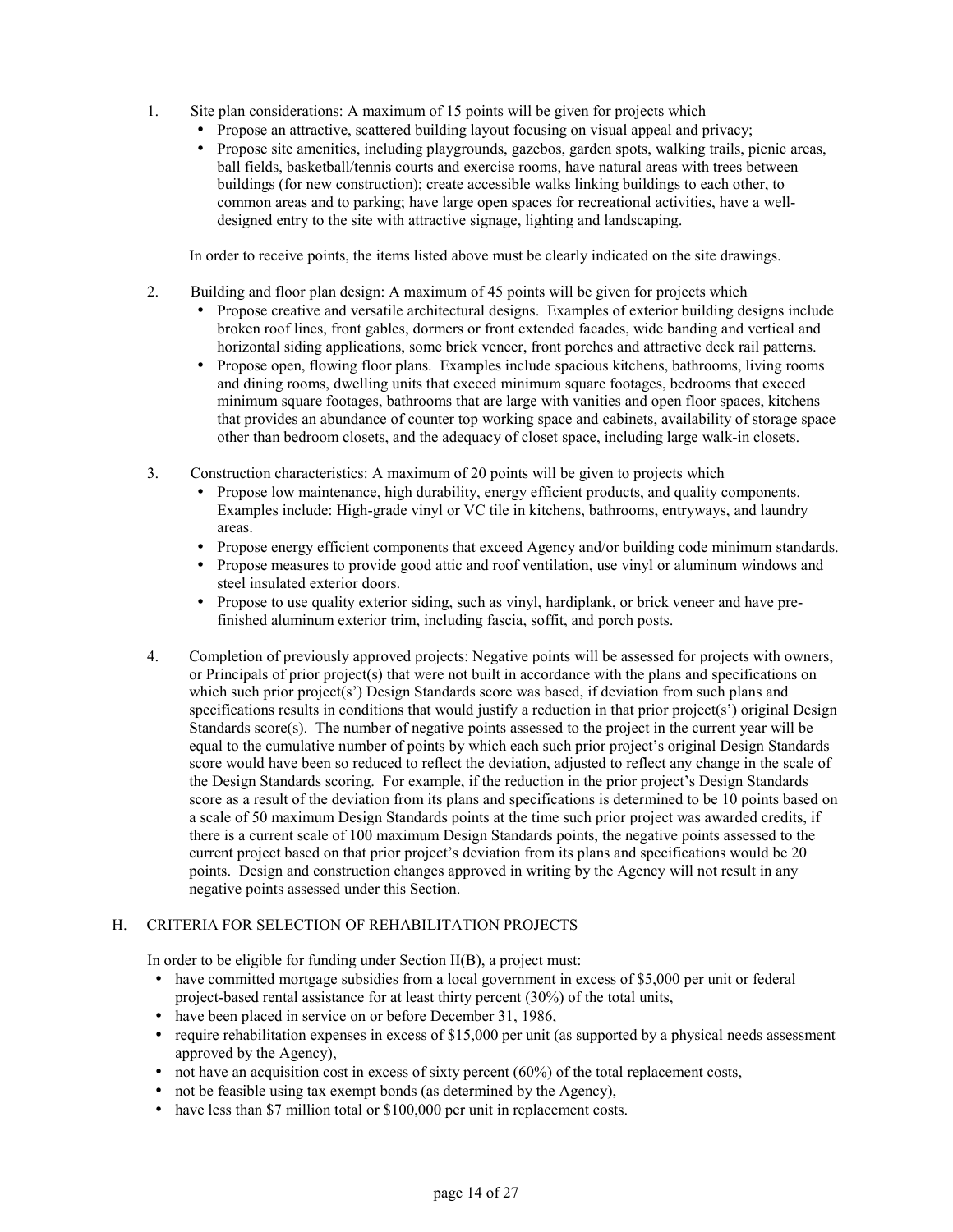1. Site plan considerations: A maximum of 15 points will be given for projects which
   - Propose an attractive, scattered building layout focusing on visual appeal and privacy;
   - Propose site amenities, including playgrounds, gazebos, garden spots, walking trails, picnic areas, ball fields, basketball/tennis courts and exercise rooms, have natural areas with trees between buildings (for new construction); create accessible walks linking buildings to each other, to common areas and to parking; have large open spaces for recreational activities, have a well-designed entry to the site with attractive signage, lighting and landscaping.

   In order to receive points, the items listed above must be clearly indicated on the site drawings.

2. Building and floor plan design: A maximum of 45 points will be given for projects which
   - Propose creative and versatile architectural designs. Examples of exterior building designs include broken roof lines, front gables, dormers or front extended facades, wide banding and vertical and horizontal siding applications, some brick veneer, front porches and attractive deck rail patterns.
   - Propose open, flowing floor plans. Examples include spacious kitchens, bathrooms, living rooms and dining rooms, dwelling units that exceed minimum square footages, bedrooms that exceed minimum square footages, bathrooms that are large with vanities and open floor spaces, kitchens that provides an abundance of counter top working space and cabinets, availability of storage space other than bedroom closets, and the adequacy of closet space, including large walk-in closets.

3. Construction characteristics: A maximum of 20 points will be given to projects which
   - Propose low maintenance, high durability, energy efficient products, and quality components. Examples include: High-grade vinyl or VC tile in kitchens, bathrooms, entryways, and laundry areas.
   - Propose energy efficient components that exceed Agency and/or building code minimum standards.
   - Propose measures to provide good attic and roof ventilation, use vinyl or aluminum windows and steel insulated exterior doors.
   - Propose to use quality exterior siding, such as vinyl, hardiplank, or brick veneer and have pre-finished aluminum exterior trim, including fascia, soffit, and porch posts.

4. Completion of previously approved projects: Negative points will be assessed for projects with owners, or Principals of prior project(s) that were not built in accordance with the plans and specifications on which such prior project(s') Design Standards score was based, if deviation from such plans and specifications results in conditions that would justify a reduction in that prior project(s') original Design Standards score(s). The number of negative points assessed to the project in the current year will be equal to the cumulative number of points by which each such prior project's original Design Standards score would have been so reduced to reflect the deviation, adjusted to reflect any change in the scale of the Design Standards scoring. For example, if the reduction in the prior project's Design Standards score as a result of the deviation from its plans and specifications is determined to be 10 points based on a scale of 50 maximum Design Standards points at the time such prior project was awarded credits, if there is a current scale of 100 maximum Design Standards points, the negative points assessed to the current project based on that prior project's deviation from its plans and specifications would be 20 points. Design and construction changes approved in writing by the Agency will not result in any negative points assessed under this Section.

## H. CRITERIA FOR SELECTION OF REHABILITATION PROJECTS

In order to be eligible for funding under Section II(B), a project must:

- have committed mortgage subsidies from a local government in excess of $5,000 per unit or federal project-based rental assistance for at least thirty percent (30%) of the total units,
- have been placed in service on or before December 31, 1986,
- require rehabilitation expenses in excess of $15,000 per unit (as supported by a physical needs assessment approved by the Agency),
- not have an acquisition cost in excess of sixty percent (60%) of the total replacement costs,
- not be feasible using tax exempt bonds (as determined by the Agency),
- have less than $7 million total or $100,000 per unit in replacement costs.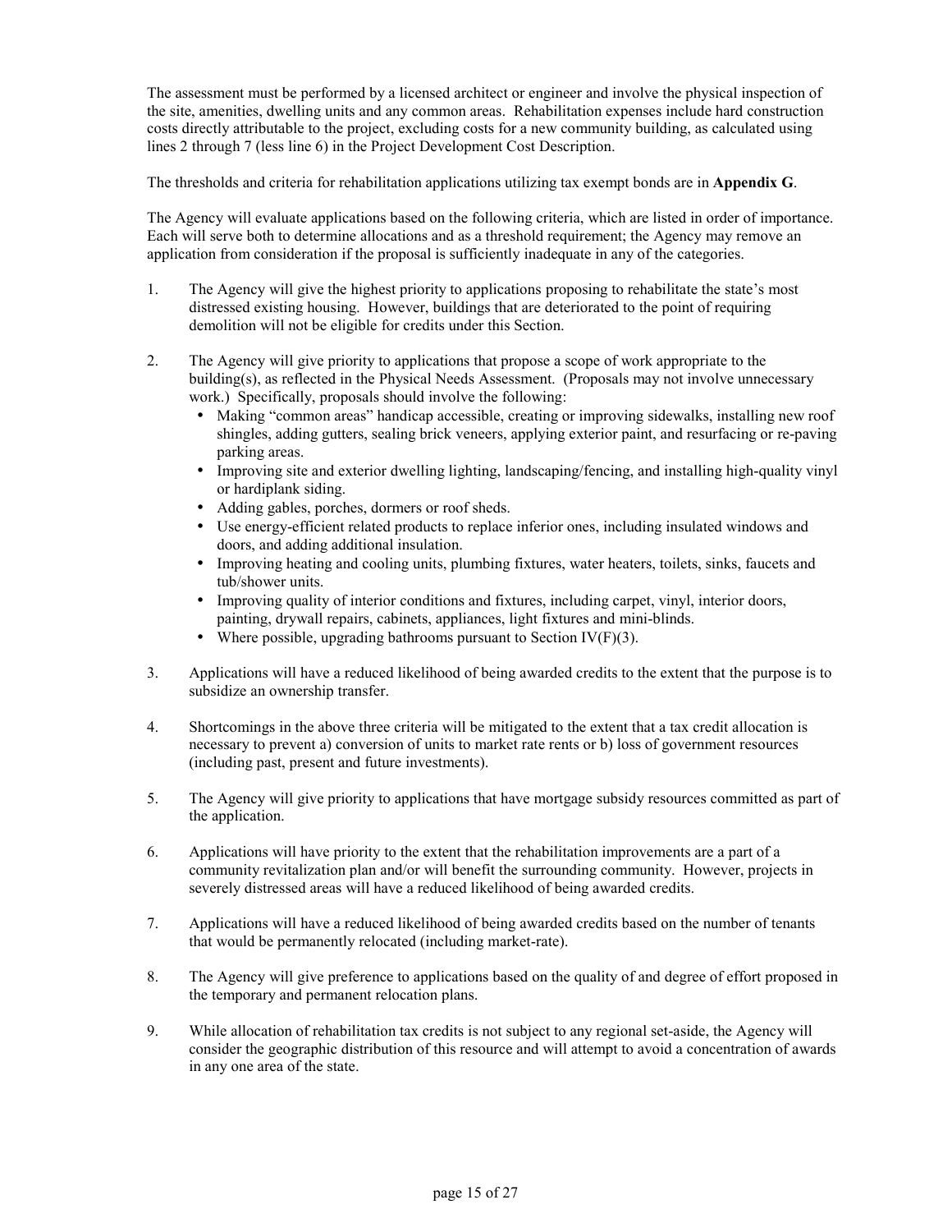The assessment must be performed by a licensed architect or engineer and involve the physical inspection of the site, amenities, dwelling units and any common areas. Rehabilitation expenses include hard construction costs directly attributable to the project, excluding costs for a new community building, as calculated using lines 2 through 7 (less line 6) in the Project Development Cost Description.

The thresholds and criteria for rehabilitation applications utilizing tax exempt bonds are in **Appendix G**.

The Agency will evaluate applications based on the following criteria, which are listed in order of importance. Each will serve both to determine allocations and as a threshold requirement; the Agency may remove an application from consideration if the proposal is sufficiently inadequate in any of the categories.

1. The Agency will give the highest priority to applications proposing to rehabilitate the state's most distressed existing housing. However, buildings that are deteriorated to the point of requiring demolition will not be eligible for credits under this Section.

2. The Agency will give priority to applications that propose a scope of work appropriate to the building(s), as reflected in the Physical Needs Assessment. (Proposals may not involve unnecessary work.) Specifically, proposals should involve the following:
   - Making "common areas" handicap accessible, creating or improving sidewalks, installing new roof shingles, adding gutters, sealing brick veneers, applying exterior paint, and resurfacing or re-paving parking areas.
   - Improving site and exterior dwelling lighting, landscaping/fencing, and installing high-quality vinyl or hardiplank siding.
   - Adding gables, porches, dormers or roof sheds.
   - Use energy-efficient related products to replace inferior ones, including insulated windows and doors, and adding additional insulation.
   - Improving heating and cooling units, plumbing fixtures, water heaters, toilets, sinks, faucets and tub/shower units.
   - Improving quality of interior conditions and fixtures, including carpet, vinyl, interior doors, painting, drywall repairs, cabinets, appliances, light fixtures and mini-blinds.
   - Where possible, upgrading bathrooms pursuant to Section IV(F)(3).

3. Applications will have a reduced likelihood of being awarded credits to the extent that the purpose is to subsidize an ownership transfer.

4. Shortcomings in the above three criteria will be mitigated to the extent that a tax credit allocation is necessary to prevent a) conversion of units to market rate rents or b) loss of government resources (including past, present and future investments).

5. The Agency will give priority to applications that have mortgage subsidy resources committed as part of the application.

6. Applications will have priority to the extent that the rehabilitation improvements are a part of a community revitalization plan and/or will benefit the surrounding community. However, projects in severely distressed areas will have a reduced likelihood of being awarded credits.

7. Applications will have a reduced likelihood of being awarded credits based on the number of tenants that would be permanently relocated (including market-rate).

8. The Agency will give preference to applications based on the quality of and degree of effort proposed in the temporary and permanent relocation plans.

9. While allocation of rehabilitation tax credits is not subject to any regional set-aside, the Agency will consider the geographic distribution of this resource and will attempt to avoid a concentration of awards in any one area of the state.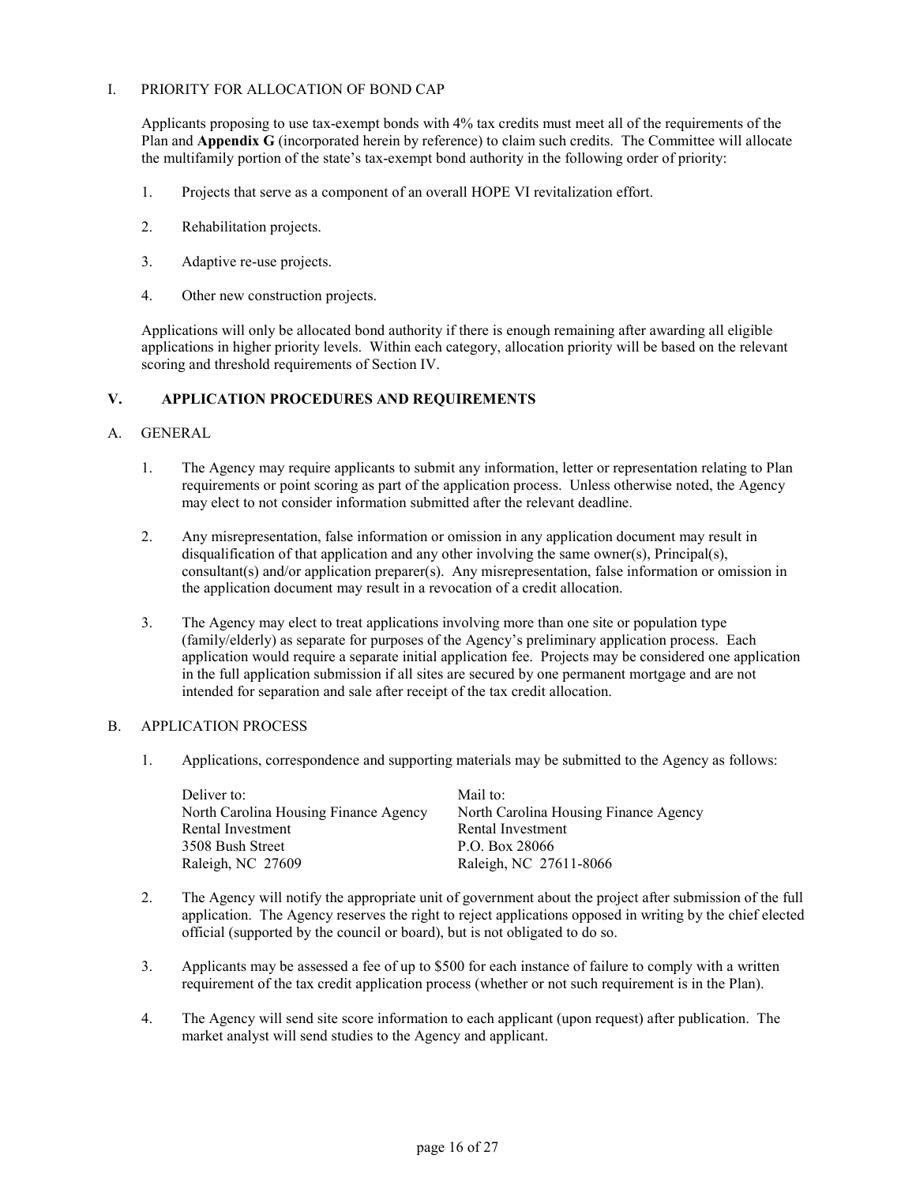I. PRIORITY FOR ALLOCATION OF BOND CAP

Applicants proposing to use tax-exempt bonds with 4% tax credits must meet all of the requirements of the Plan and **Appendix G** (incorporated herein by reference) to claim such credits. The Committee will allocate the multifamily portion of the state's tax-exempt bond authority in the following order of priority:

1. Projects that serve as a component of an overall HOPE VI revitalization effort.

2. Rehabilitation projects.

3. Adaptive re-use projects.

4. Other new construction projects.

Applications will only be allocated bond authority if there is enough remaining after awarding all eligible applications in higher priority levels. Within each category, allocation priority will be based on the relevant scoring and threshold requirements of Section IV.

## V. APPLICATION PROCEDURES AND REQUIREMENTS

A. GENERAL

1. The Agency may require applicants to submit any information, letter or representation relating to Plan requirements or point scoring as part of the application process. Unless otherwise noted, the Agency may elect to not consider information submitted after the relevant deadline.

2. Any misrepresentation, false information or omission in any application document may result in disqualification of that application and any other involving the same owner(s), Principal(s), consultant(s) and/or application preparer(s). Any misrepresentation, false information or omission in the application document may result in a revocation of a credit allocation.

3. The Agency may elect to treat applications involving more than one site or population type (family/elderly) as separate for purposes of the Agency's preliminary application process. Each application would require a separate initial application fee. Projects may be considered one application in the full application submission if all sites are secured by one permanent mortgage and are not intended for separation and sale after receipt of the tax credit allocation.

B. APPLICATION PROCESS

1. Applications, correspondence and supporting materials may be submitted to the Agency as follows:

| Deliver to: | Mail to: |
|---|---|
| North Carolina Housing Finance Agency | North Carolina Housing Finance Agency |
| Rental Investment | Rental Investment |
| 3508 Bush Street | P.O. Box 28066 |
| Raleigh, NC 27609 | Raleigh, NC 27611-8066 |

2. The Agency will notify the appropriate unit of government about the project after submission of the full application. The Agency reserves the right to reject applications opposed in writing by the chief elected official (supported by the council or board), but is not obligated to do so.

3. Applicants may be assessed a fee of up to $500 for each instance of failure to comply with a written requirement of the tax credit application process (whether or not such requirement is in the Plan).

4. The Agency will send site score information to each applicant (upon request) after publication. The market analyst will send studies to the Agency and applicant.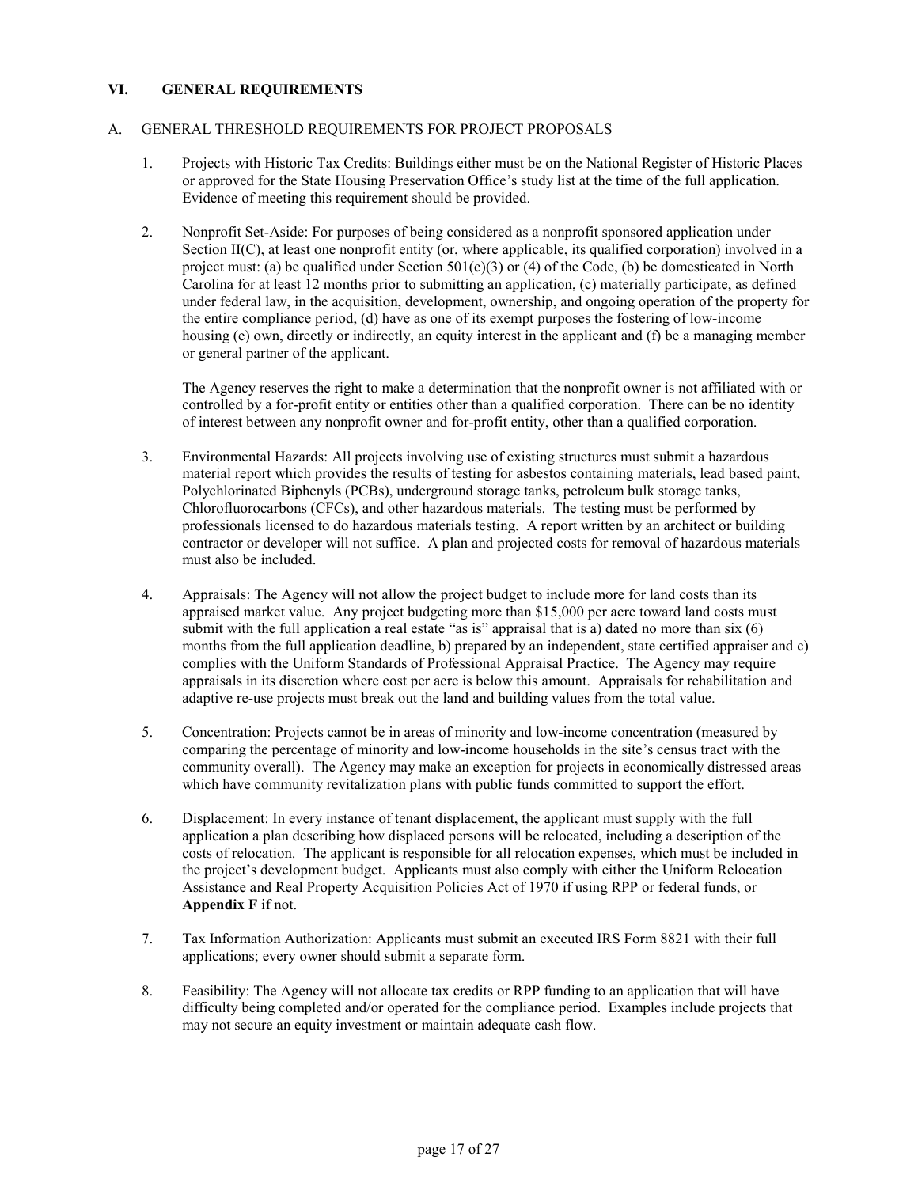## VI. GENERAL REQUIREMENTS

### A. GENERAL THRESHOLD REQUIREMENTS FOR PROJECT PROPOSALS

1. Projects with Historic Tax Credits: Buildings either must be on the National Register of Historic Places or approved for the State Housing Preservation Office's study list at the time of the full application. Evidence of meeting this requirement should be provided.

2. Nonprofit Set-Aside: For purposes of being considered as a nonprofit sponsored application under Section II(C), at least one nonprofit entity (or, where applicable, its qualified corporation) involved in a project must: (a) be qualified under Section 501(c)(3) or (4) of the Code, (b) be domesticated in North Carolina for at least 12 months prior to submitting an application, (c) materially participate, as defined under federal law, in the acquisition, development, ownership, and ongoing operation of the property for the entire compliance period, (d) have as one of its exempt purposes the fostering of low-income housing (e) own, directly or indirectly, an equity interest in the applicant and (f) be a managing member or general partner of the applicant.

   The Agency reserves the right to make a determination that the nonprofit owner is not affiliated with or controlled by a for-profit entity or entities other than a qualified corporation. There can be no identity of interest between any nonprofit owner and for-profit entity, other than a qualified corporation.

3. Environmental Hazards: All projects involving use of existing structures must submit a hazardous material report which provides the results of testing for asbestos containing materials, lead based paint, Polychlorinated Biphenyls (PCBs), underground storage tanks, petroleum bulk storage tanks, Chlorofluorocarbons (CFCs), and other hazardous materials. The testing must be performed by professionals licensed to do hazardous materials testing. A report written by an architect or building contractor or developer will not suffice. A plan and projected costs for removal of hazardous materials must also be included.

4. Appraisals: The Agency will not allow the project budget to include more for land costs than its appraised market value. Any project budgeting more than $15,000 per acre toward land costs must submit with the full application a real estate "as is" appraisal that is a) dated no more than six (6) months from the full application deadline, b) prepared by an independent, state certified appraiser and c) complies with the Uniform Standards of Professional Appraisal Practice. The Agency may require appraisals in its discretion where cost per acre is below this amount. Appraisals for rehabilitation and adaptive re-use projects must break out the land and building values from the total value.

5. Concentration: Projects cannot be in areas of minority and low-income concentration (measured by comparing the percentage of minority and low-income households in the site's census tract with the community overall). The Agency may make an exception for projects in economically distressed areas which have community revitalization plans with public funds committed to support the effort.

6. Displacement: In every instance of tenant displacement, the applicant must supply with the full application a plan describing how displaced persons will be relocated, including a description of the costs of relocation. The applicant is responsible for all relocation expenses, which must be included in the project's development budget. Applicants must also comply with either the Uniform Relocation Assistance and Real Property Acquisition Policies Act of 1970 if using RPP or federal funds, or **Appendix F** if not.

7. Tax Information Authorization: Applicants must submit an executed IRS Form 8821 with their full applications; every owner should submit a separate form.

8. Feasibility: The Agency will not allocate tax credits or RPP funding to an application that will have difficulty being completed and/or operated for the compliance period. Examples include projects that may not secure an equity investment or maintain adequate cash flow.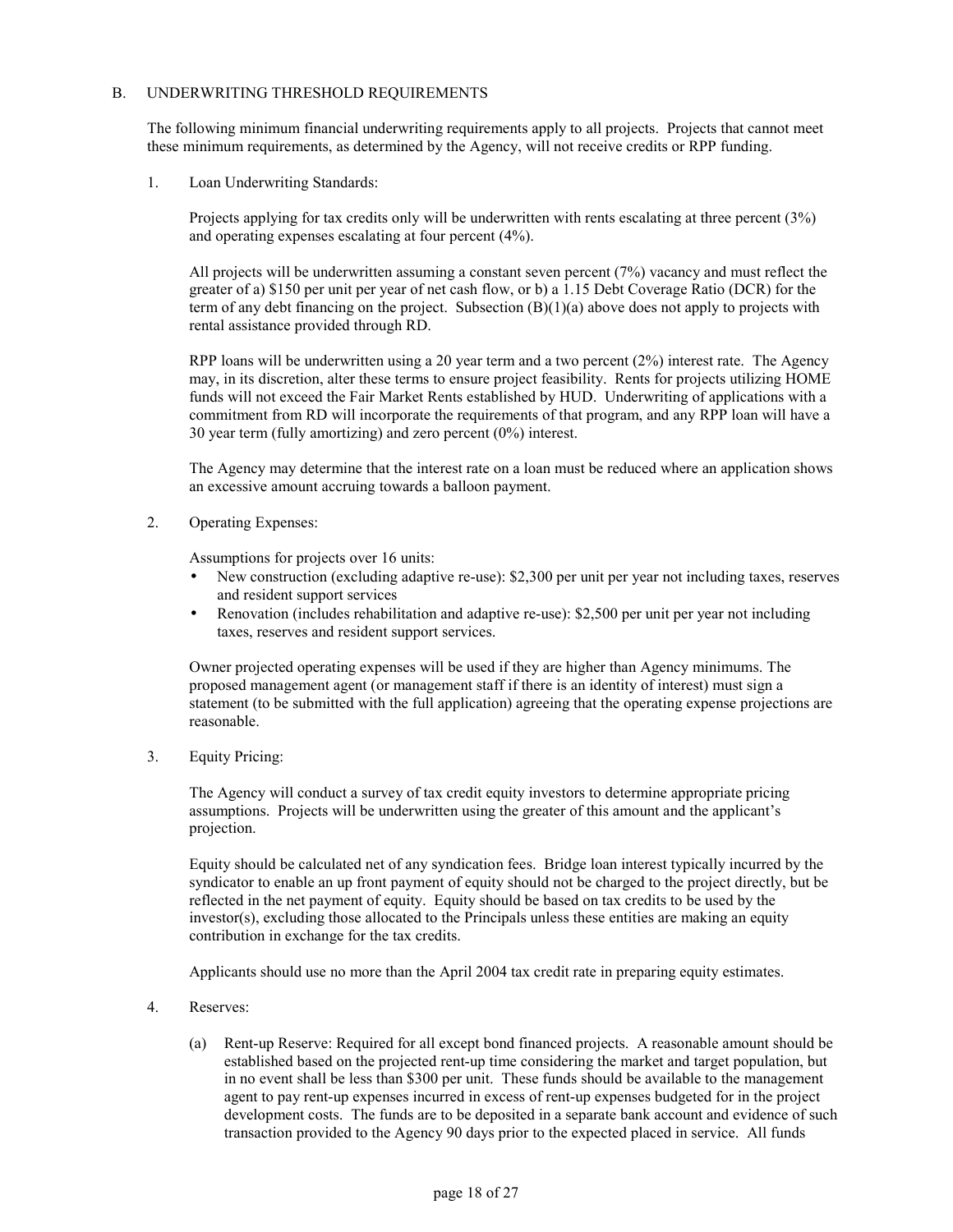## B. UNDERWRITING THRESHOLD REQUIREMENTS

The following minimum financial underwriting requirements apply to all projects. Projects that cannot meet these minimum requirements, as determined by the Agency, will not receive credits or RPP funding.

1. Loan Underwriting Standards:

   Projects applying for tax credits only will be underwritten with rents escalating at three percent (3%) and operating expenses escalating at four percent (4%).

   All projects will be underwritten assuming a constant seven percent (7%) vacancy and must reflect the greater of a) $150 per unit per year of net cash flow, or b) a 1.15 Debt Coverage Ratio (DCR) for the term of any debt financing on the project. Subsection (B)(1)(a) above does not apply to projects with rental assistance provided through RD.

   RPP loans will be underwritten using a 20 year term and a two percent (2%) interest rate. The Agency may, in its discretion, alter these terms to ensure project feasibility. Rents for projects utilizing HOME funds will not exceed the Fair Market Rents established by HUD. Underwriting of applications with a commitment from RD will incorporate the requirements of that program, and any RPP loan will have a 30 year term (fully amortizing) and zero percent (0%) interest.

   The Agency may determine that the interest rate on a loan must be reduced where an application shows an excessive amount accruing towards a balloon payment.

2. Operating Expenses:

   Assumptions for projects over 16 units:
   - New construction (excluding adaptive re-use): $2,300 per unit per year not including taxes, reserves and resident support services
   - Renovation (includes rehabilitation and adaptive re-use): $2,500 per unit per year not including taxes, reserves and resident support services.

   Owner projected operating expenses will be used if they are higher than Agency minimums. The proposed management agent (or management staff if there is an identity of interest) must sign a statement (to be submitted with the full application) agreeing that the operating expense projections are reasonable.

3. Equity Pricing:

   The Agency will conduct a survey of tax credit equity investors to determine appropriate pricing assumptions. Projects will be underwritten using the greater of this amount and the applicant's projection.

   Equity should be calculated net of any syndication fees. Bridge loan interest typically incurred by the syndicator to enable an up front payment of equity should not be charged to the project directly, but be reflected in the net payment of equity. Equity should be based on tax credits to be used by the investor(s), excluding those allocated to the Principals unless these entities are making an equity contribution in exchange for the tax credits.

   Applicants should use no more than the April 2004 tax credit rate in preparing equity estimates.

4. Reserves:

   (a) Rent-up Reserve: Required for all except bond financed projects. A reasonable amount should be established based on the projected rent-up time considering the market and target population, but in no event shall be less than $300 per unit. These funds should be available to the management agent to pay rent-up expenses incurred in excess of rent-up expenses budgeted for in the project development costs. The funds are to be deposited in a separate bank account and evidence of such transaction provided to the Agency 90 days prior to the expected placed in service. All funds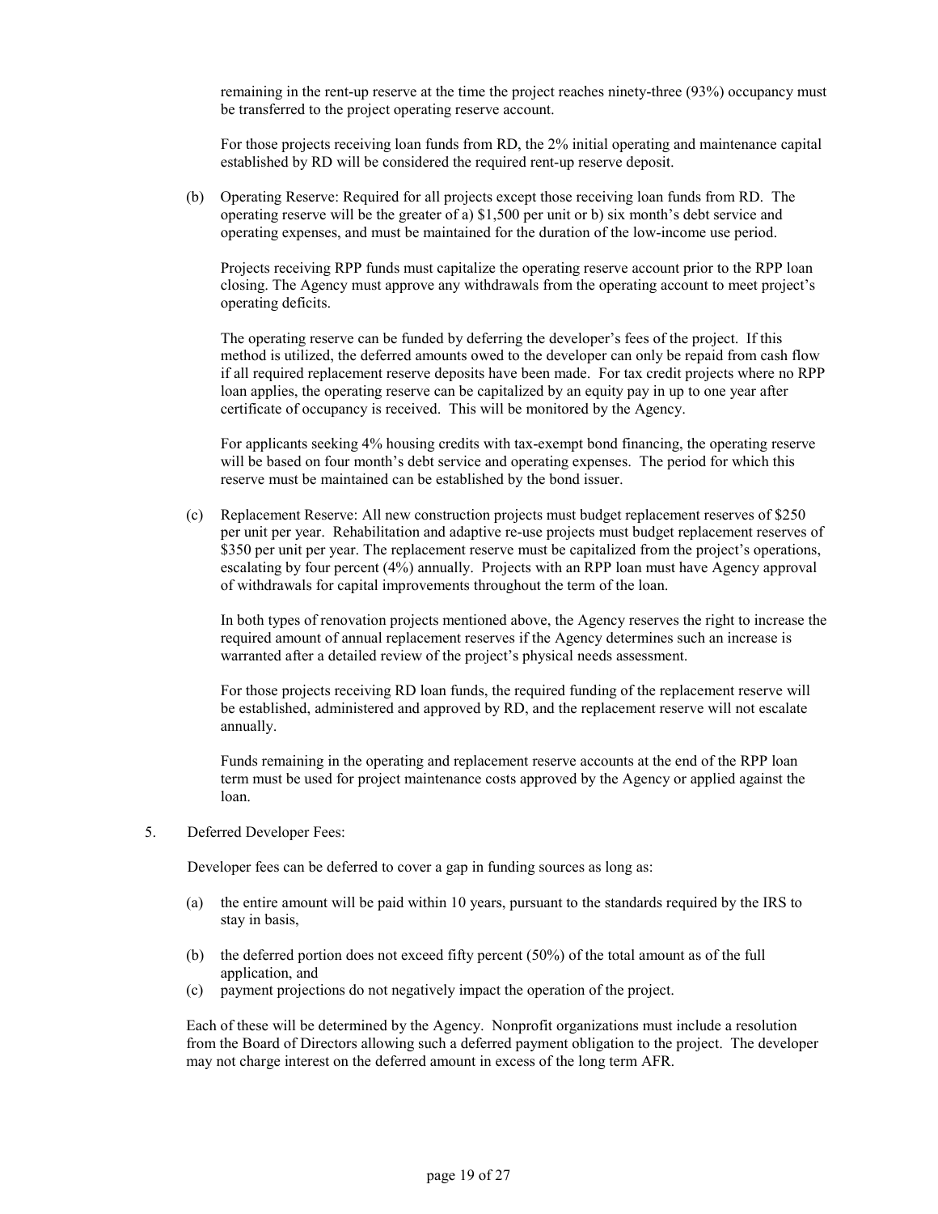remaining in the rent-up reserve at the time the project reaches ninety-three (93%) occupancy must be transferred to the project operating reserve account.

For those projects receiving loan funds from RD, the 2% initial operating and maintenance capital established by RD will be considered the required rent-up reserve deposit.

(b) Operating Reserve: Required for all projects except those receiving loan funds from RD. The operating reserve will be the greater of a) $1,500 per unit or b) six month's debt service and operating expenses, and must be maintained for the duration of the low-income use period.

Projects receiving RPP funds must capitalize the operating reserve account prior to the RPP loan closing. The Agency must approve any withdrawals from the operating account to meet project's operating deficits.

The operating reserve can be funded by deferring the developer's fees of the project. If this method is utilized, the deferred amounts owed to the developer can only be repaid from cash flow if all required replacement reserve deposits have been made. For tax credit projects where no RPP loan applies, the operating reserve can be capitalized by an equity pay in up to one year after certificate of occupancy is received. This will be monitored by the Agency.

For applicants seeking 4% housing credits with tax-exempt bond financing, the operating reserve will be based on four month's debt service and operating expenses. The period for which this reserve must be maintained can be established by the bond issuer.

(c) Replacement Reserve: All new construction projects must budget replacement reserves of $250 per unit per year. Rehabilitation and adaptive re-use projects must budget replacement reserves of $350 per unit per year. The replacement reserve must be capitalized from the project's operations, escalating by four percent (4%) annually. Projects with an RPP loan must have Agency approval of withdrawals for capital improvements throughout the term of the loan.

In both types of renovation projects mentioned above, the Agency reserves the right to increase the required amount of annual replacement reserves if the Agency determines such an increase is warranted after a detailed review of the project's physical needs assessment.

For those projects receiving RD loan funds, the required funding of the replacement reserve will be established, administered and approved by RD, and the replacement reserve will not escalate annually.

Funds remaining in the operating and replacement reserve accounts at the end of the RPP loan term must be used for project maintenance costs approved by the Agency or applied against the loan.

5. Deferred Developer Fees:

Developer fees can be deferred to cover a gap in funding sources as long as:

(a) the entire amount will be paid within 10 years, pursuant to the standards required by the IRS to stay in basis,

(b) the deferred portion does not exceed fifty percent (50%) of the total amount as of the full application, and

(c) payment projections do not negatively impact the operation of the project.

Each of these will be determined by the Agency. Nonprofit organizations must include a resolution from the Board of Directors allowing such a deferred payment obligation to the project. The developer may not charge interest on the deferred amount in excess of the long term AFR.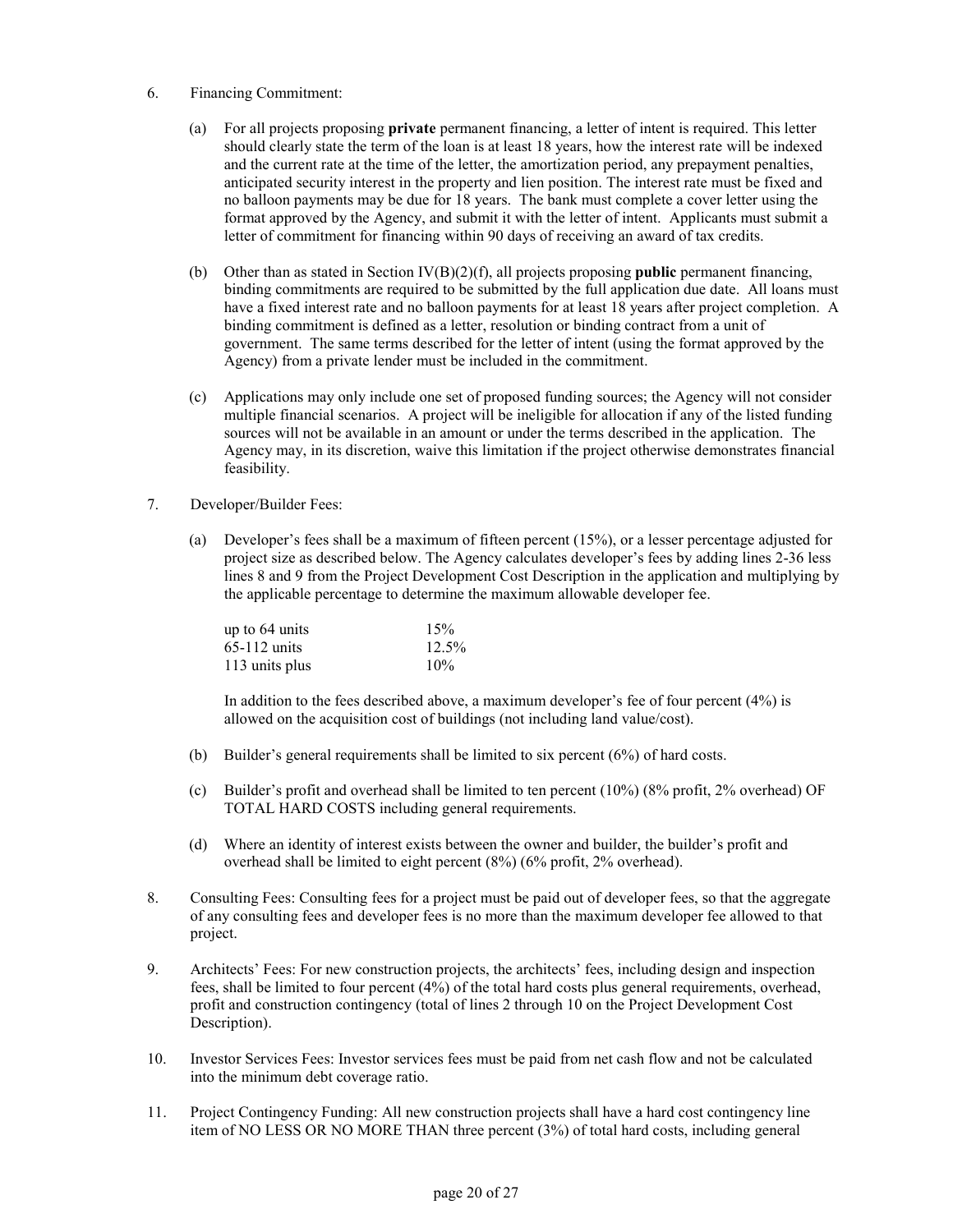6. Financing Commitment:

   (a) For all projects proposing **private** permanent financing, a letter of intent is required. This letter should clearly state the term of the loan is at least 18 years, how the interest rate will be indexed and the current rate at the time of the letter, the amortization period, any prepayment penalties, anticipated security interest in the property and lien position. The interest rate must be fixed and no balloon payments may be due for 18 years. The bank must complete a cover letter using the format approved by the Agency, and submit it with the letter of intent. Applicants must submit a letter of commitment for financing within 90 days of receiving an award of tax credits.

   (b) Other than as stated in Section IV(B)(2)(f), all projects proposing **public** permanent financing, binding commitments are required to be submitted by the full application due date. All loans must have a fixed interest rate and no balloon payments for at least 18 years after project completion. A binding commitment is defined as a letter, resolution or binding contract from a unit of government. The same terms described for the letter of intent (using the format approved by the Agency) from a private lender must be included in the commitment.

   (c) Applications may only include one set of proposed funding sources; the Agency will not consider multiple financial scenarios. A project will be ineligible for allocation if any of the listed funding sources will not be available in an amount or under the terms described in the application. The Agency may, in its discretion, waive this limitation if the project otherwise demonstrates financial feasibility.

7. Developer/Builder Fees:

   (a) Developer's fees shall be a maximum of fifteen percent (15%), or a lesser percentage adjusted for project size as described below. The Agency calculates developer's fees by adding lines 2-36 less lines 8 and 9 from the Project Development Cost Description in the application and multiplying by the applicable percentage to determine the maximum allowable developer fee.

   | | |
   |---|---|
   | up to 64 units | 15% |
   | 65-112 units | 12.5% |
   | 113 units plus | 10% |

   In addition to the fees described above, a maximum developer's fee of four percent (4%) is allowed on the acquisition cost of buildings (not including land value/cost).

   (b) Builder's general requirements shall be limited to six percent (6%) of hard costs.

   (c) Builder's profit and overhead shall be limited to ten percent (10%) (8% profit, 2% overhead) OF TOTAL HARD COSTS including general requirements.

   (d) Where an identity of interest exists between the owner and builder, the builder's profit and overhead shall be limited to eight percent (8%) (6% profit, 2% overhead).

8. Consulting Fees: Consulting fees for a project must be paid out of developer fees, so that the aggregate of any consulting fees and developer fees is no more than the maximum developer fee allowed to that project.

9. Architects' Fees: For new construction projects, the architects' fees, including design and inspection fees, shall be limited to four percent (4%) of the total hard costs plus general requirements, overhead, profit and construction contingency (total of lines 2 through 10 on the Project Development Cost Description).

10. Investor Services Fees: Investor services fees must be paid from net cash flow and not be calculated into the minimum debt coverage ratio.

11. Project Contingency Funding: All new construction projects shall have a hard cost contingency line item of NO LESS OR NO MORE THAN three percent (3%) of total hard costs, including general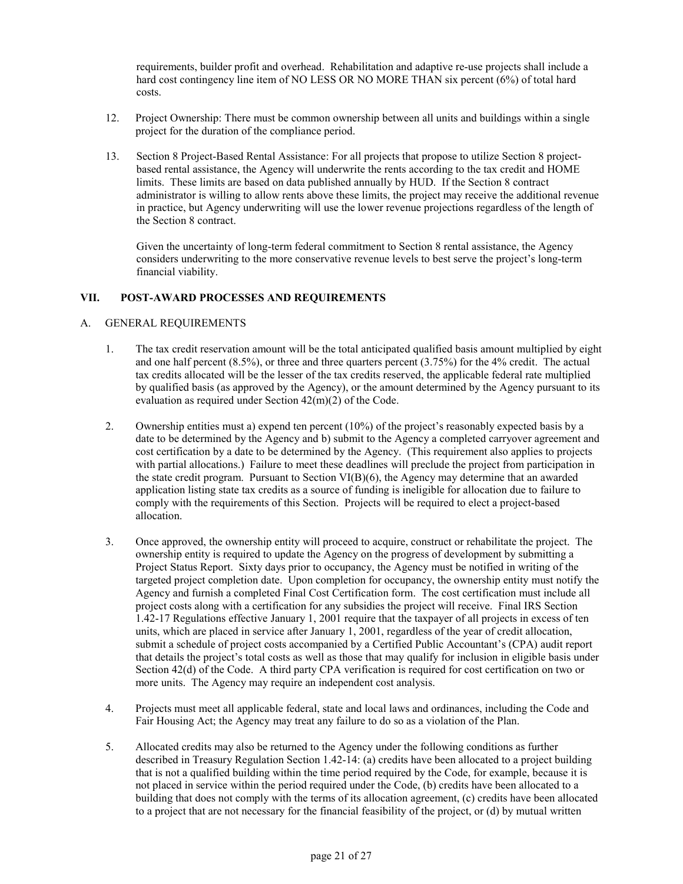requirements, builder profit and overhead. Rehabilitation and adaptive re-use projects shall include a hard cost contingency line item of NO LESS OR NO MORE THAN six percent (6%) of total hard costs.

12. Project Ownership: There must be common ownership between all units and buildings within a single project for the duration of the compliance period.

13. Section 8 Project-Based Rental Assistance: For all projects that propose to utilize Section 8 project-based rental assistance, the Agency will underwrite the rents according to the tax credit and HOME limits. These limits are based on data published annually by HUD. If the Section 8 contract administrator is willing to allow rents above these limits, the project may receive the additional revenue in practice, but Agency underwriting will use the lower revenue projections regardless of the length of the Section 8 contract.

    Given the uncertainty of long-term federal commitment to Section 8 rental assistance, the Agency considers underwriting to the more conservative revenue levels to best serve the project's long-term financial viability.

## VII. POST-AWARD PROCESSES AND REQUIREMENTS

### A. GENERAL REQUIREMENTS

1. The tax credit reservation amount will be the total anticipated qualified basis amount multiplied by eight and one half percent (8.5%), or three and three quarters percent (3.75%) for the 4% credit. The actual tax credits allocated will be the lesser of the tax credits reserved, the applicable federal rate multiplied by qualified basis (as approved by the Agency), or the amount determined by the Agency pursuant to its evaluation as required under Section 42(m)(2) of the Code.

2. Ownership entities must a) expend ten percent (10%) of the project's reasonably expected basis by a date to be determined by the Agency and b) submit to the Agency a completed carryover agreement and cost certification by a date to be determined by the Agency. (This requirement also applies to projects with partial allocations.) Failure to meet these deadlines will preclude the project from participation in the state credit program. Pursuant to Section VI(B)(6), the Agency may determine that an awarded application listing state tax credits as a source of funding is ineligible for allocation due to failure to comply with the requirements of this Section. Projects will be required to elect a project-based allocation.

3. Once approved, the ownership entity will proceed to acquire, construct or rehabilitate the project. The ownership entity is required to update the Agency on the progress of development by submitting a Project Status Report. Sixty days prior to occupancy, the Agency must be notified in writing of the targeted project completion date. Upon completion for occupancy, the ownership entity must notify the Agency and furnish a completed Final Cost Certification form. The cost certification must include all project costs along with a certification for any subsidies the project will receive. Final IRS Section 1.42-17 Regulations effective January 1, 2001 require that the taxpayer of all projects in excess of ten units, which are placed in service after January 1, 2001, regardless of the year of credit allocation, submit a schedule of project costs accompanied by a Certified Public Accountant's (CPA) audit report that details the project's total costs as well as those that may qualify for inclusion in eligible basis under Section 42(d) of the Code. A third party CPA verification is required for cost certification on two or more units. The Agency may require an independent cost analysis.

4. Projects must meet all applicable federal, state and local laws and ordinances, including the Code and Fair Housing Act; the Agency may treat any failure to do so as a violation of the Plan.

5. Allocated credits may also be returned to the Agency under the following conditions as further described in Treasury Regulation Section 1.42-14: (a) credits have been allocated to a project building that is not a qualified building within the time period required by the Code, for example, because it is not placed in service within the period required under the Code, (b) credits have been allocated to a building that does not comply with the terms of its allocation agreement, (c) credits have been allocated to a project that are not necessary for the financial feasibility of the project, or (d) by mutual written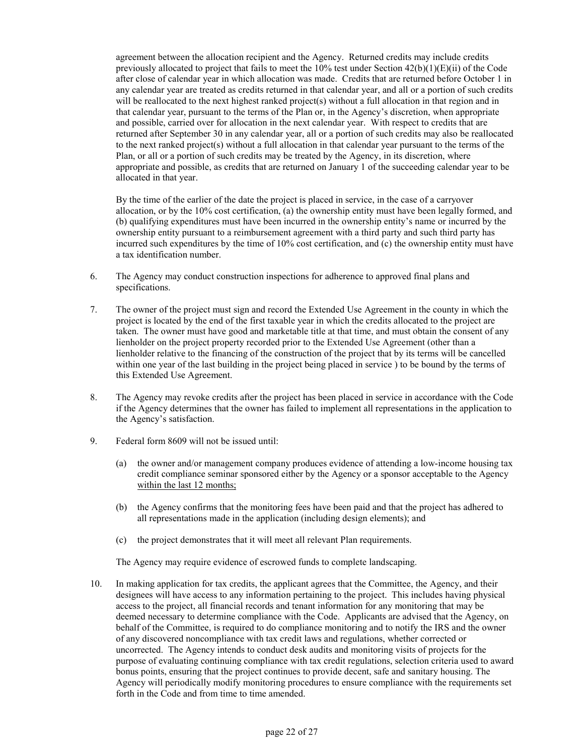agreement between the allocation recipient and the Agency. Returned credits may include credits previously allocated to project that fails to meet the 10% test under Section 42(b)(1)(E)(ii) of the Code after close of calendar year in which allocation was made. Credits that are returned before October 1 in any calendar year are treated as credits returned in that calendar year, and all or a portion of such credits will be reallocated to the next highest ranked project(s) without a full allocation in that region and in that calendar year, pursuant to the terms of the Plan or, in the Agency's discretion, when appropriate and possible, carried over for allocation in the next calendar year. With respect to credits that are returned after September 30 in any calendar year, all or a portion of such credits may also be reallocated to the next ranked project(s) without a full allocation in that calendar year pursuant to the terms of the Plan, or all or a portion of such credits may be treated by the Agency, in its discretion, where appropriate and possible, as credits that are returned on January 1 of the succeeding calendar year to be allocated in that year.

By the time of the earlier of the date the project is placed in service, in the case of a carryover allocation, or by the 10% cost certification, (a) the ownership entity must have been legally formed, and (b) qualifying expenditures must have been incurred in the ownership entity's name or incurred by the ownership entity pursuant to a reimbursement agreement with a third party and such third party has incurred such expenditures by the time of 10% cost certification, and (c) the ownership entity must have a tax identification number.

6. The Agency may conduct construction inspections for adherence to approved final plans and specifications.

7. The owner of the project must sign and record the Extended Use Agreement in the county in which the project is located by the end of the first taxable year in which the credits allocated to the project are taken. The owner must have good and marketable title at that time, and must obtain the consent of any lienholder on the project property recorded prior to the Extended Use Agreement (other than a lienholder relative to the financing of the construction of the project that by its terms will be cancelled within one year of the last building in the project being placed in service ) to be bound by the terms of this Extended Use Agreement.

8. The Agency may revoke credits after the project has been placed in service in accordance with the Code if the Agency determines that the owner has failed to implement all representations in the application to the Agency's satisfaction.

9. Federal form 8609 will not be issued until:

   (a) the owner and/or management company produces evidence of attending a low-income housing tax credit compliance seminar sponsored either by the Agency or a sponsor acceptable to the Agency <u>within the last 12 months;</u>

   (b) the Agency confirms that the monitoring fees have been paid and that the project has adhered to all representations made in the application (including design elements); and

   (c) the project demonstrates that it will meet all relevant Plan requirements.

   The Agency may require evidence of escrowed funds to complete landscaping.

10. In making application for tax credits, the applicant agrees that the Committee, the Agency, and their designees will have access to any information pertaining to the project. This includes having physical access to the project, all financial records and tenant information for any monitoring that may be deemed necessary to determine compliance with the Code. Applicants are advised that the Agency, on behalf of the Committee, is required to do compliance monitoring and to notify the IRS and the owner of any discovered noncompliance with tax credit laws and regulations, whether corrected or uncorrected. The Agency intends to conduct desk audits and monitoring visits of projects for the purpose of evaluating continuing compliance with tax credit regulations, selection criteria used to award bonus points, ensuring that the project continues to provide decent, safe and sanitary housing. The Agency will periodically modify monitoring procedures to ensure compliance with the requirements set forth in the Code and from time to time amended.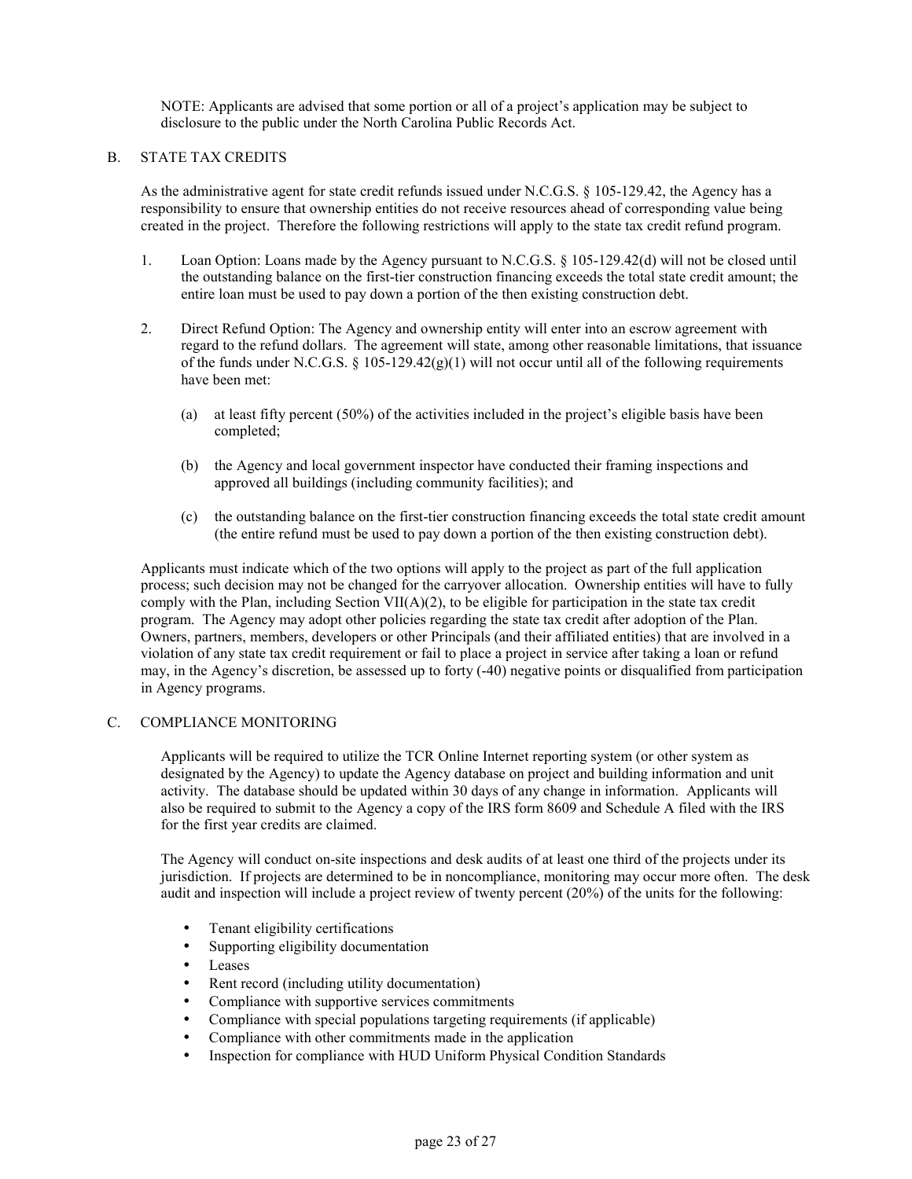NOTE: Applicants are advised that some portion or all of a project's application may be subject to disclosure to the public under the North Carolina Public Records Act.

B. STATE TAX CREDITS

As the administrative agent for state credit refunds issued under N.C.G.S. § 105-129.42, the Agency has a responsibility to ensure that ownership entities do not receive resources ahead of corresponding value being created in the project. Therefore the following restrictions will apply to the state tax credit refund program.

1. Loan Option: Loans made by the Agency pursuant to N.C.G.S. § 105-129.42(d) will not be closed until the outstanding balance on the first-tier construction financing exceeds the total state credit amount; the entire loan must be used to pay down a portion of the then existing construction debt.

2. Direct Refund Option: The Agency and ownership entity will enter into an escrow agreement with regard to the refund dollars. The agreement will state, among other reasonable limitations, that issuance of the funds under N.C.G.S. § 105-129.42(g)(1) will not occur until all of the following requirements have been met:

   (a) at least fifty percent (50%) of the activities included in the project's eligible basis have been completed;

   (b) the Agency and local government inspector have conducted their framing inspections and approved all buildings (including community facilities); and

   (c) the outstanding balance on the first-tier construction financing exceeds the total state credit amount (the entire refund must be used to pay down a portion of the then existing construction debt).

Applicants must indicate which of the two options will apply to the project as part of the full application process; such decision may not be changed for the carryover allocation. Ownership entities will have to fully comply with the Plan, including Section VII(A)(2), to be eligible for participation in the state tax credit program. The Agency may adopt other policies regarding the state tax credit after adoption of the Plan. Owners, partners, members, developers or other Principals (and their affiliated entities) that are involved in a violation of any state tax credit requirement or fail to place a project in service after taking a loan or refund may, in the Agency's discretion, be assessed up to forty (-40) negative points or disqualified from participation in Agency programs.

C. COMPLIANCE MONITORING

Applicants will be required to utilize the TCR Online Internet reporting system (or other system as designated by the Agency) to update the Agency database on project and building information and unit activity. The database should be updated within 30 days of any change in information. Applicants will also be required to submit to the Agency a copy of the IRS form 8609 and Schedule A filed with the IRS for the first year credits are claimed.

The Agency will conduct on-site inspections and desk audits of at least one third of the projects under its jurisdiction. If projects are determined to be in noncompliance, monitoring may occur more often. The desk audit and inspection will include a project review of twenty percent (20%) of the units for the following:

- Tenant eligibility certifications
- Supporting eligibility documentation
- Leases
- Rent record (including utility documentation)
- Compliance with supportive services commitments
- Compliance with special populations targeting requirements (if applicable)
- Compliance with other commitments made in the application
- Inspection for compliance with HUD Uniform Physical Condition Standards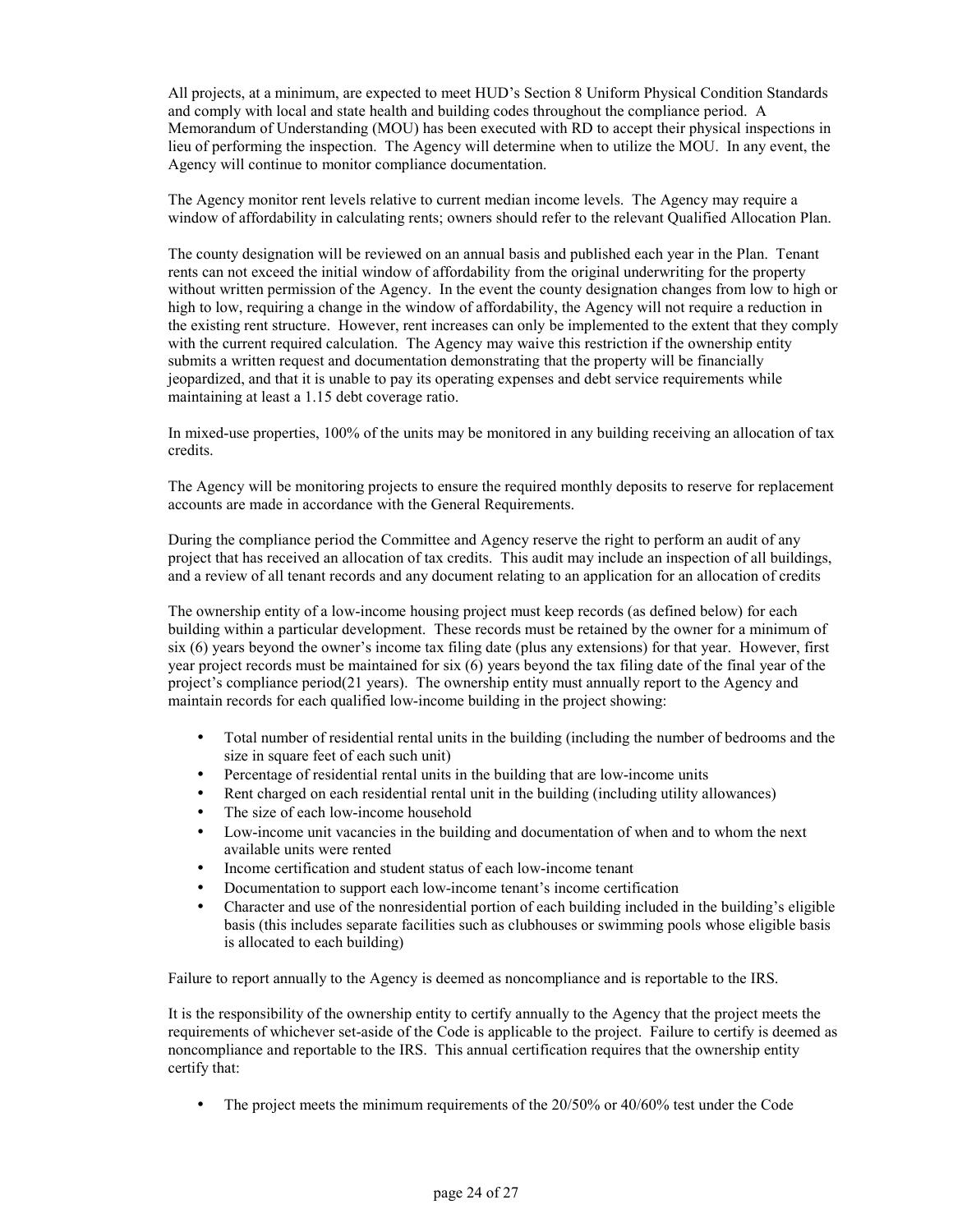All projects, at a minimum, are expected to meet HUD's Section 8 Uniform Physical Condition Standards and comply with local and state health and building codes throughout the compliance period. A Memorandum of Understanding (MOU) has been executed with RD to accept their physical inspections in lieu of performing the inspection. The Agency will determine when to utilize the MOU. In any event, the Agency will continue to monitor compliance documentation.

The Agency monitor rent levels relative to current median income levels. The Agency may require a window of affordability in calculating rents; owners should refer to the relevant Qualified Allocation Plan.

The county designation will be reviewed on an annual basis and published each year in the Plan. Tenant rents can not exceed the initial window of affordability from the original underwriting for the property without written permission of the Agency. In the event the county designation changes from low to high or high to low, requiring a change in the window of affordability, the Agency will not require a reduction in the existing rent structure. However, rent increases can only be implemented to the extent that they comply with the current required calculation. The Agency may waive this restriction if the ownership entity submits a written request and documentation demonstrating that the property will be financially jeopardized, and that it is unable to pay its operating expenses and debt service requirements while maintaining at least a 1.15 debt coverage ratio.

In mixed-use properties, 100% of the units may be monitored in any building receiving an allocation of tax credits.

The Agency will be monitoring projects to ensure the required monthly deposits to reserve for replacement accounts are made in accordance with the General Requirements.

During the compliance period the Committee and Agency reserve the right to perform an audit of any project that has received an allocation of tax credits. This audit may include an inspection of all buildings, and a review of all tenant records and any document relating to an application for an allocation of credits

The ownership entity of a low-income housing project must keep records (as defined below) for each building within a particular development. These records must be retained by the owner for a minimum of six (6) years beyond the owner's income tax filing date (plus any extensions) for that year. However, first year project records must be maintained for six (6) years beyond the tax filing date of the final year of the project's compliance period(21 years). The ownership entity must annually report to the Agency and maintain records for each qualified low-income building in the project showing:

- Total number of residential rental units in the building (including the number of bedrooms and the size in square feet of each such unit)
- Percentage of residential rental units in the building that are low-income units
- Rent charged on each residential rental unit in the building (including utility allowances)
- The size of each low-income household
- Low-income unit vacancies in the building and documentation of when and to whom the next available units were rented
- Income certification and student status of each low-income tenant
- Documentation to support each low-income tenant's income certification
- Character and use of the nonresidential portion of each building included in the building's eligible basis (this includes separate facilities such as clubhouses or swimming pools whose eligible basis is allocated to each building)

Failure to report annually to the Agency is deemed as noncompliance and is reportable to the IRS.

It is the responsibility of the ownership entity to certify annually to the Agency that the project meets the requirements of whichever set-aside of the Code is applicable to the project. Failure to certify is deemed as noncompliance and reportable to the IRS. This annual certification requires that the ownership entity certify that:

- The project meets the minimum requirements of the 20/50% or 40/60% test under the Code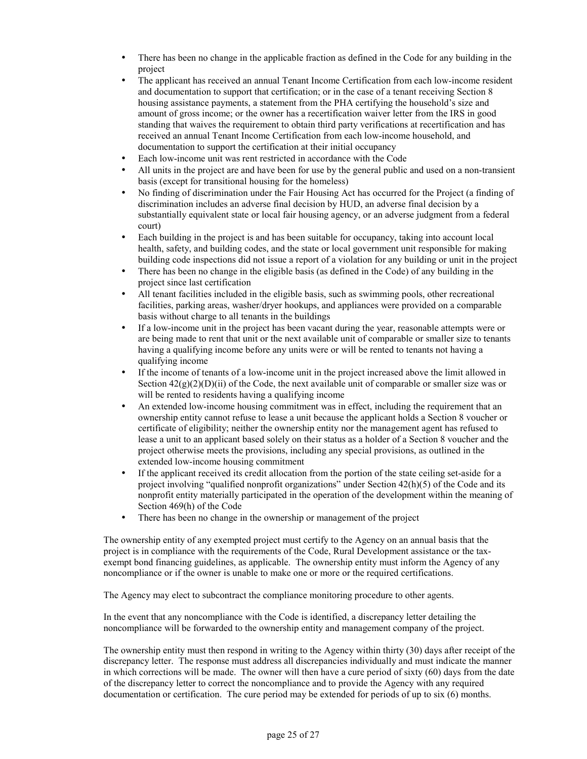- There has been no change in the applicable fraction as defined in the Code for any building in the project
- The applicant has received an annual Tenant Income Certification from each low-income resident and documentation to support that certification; or in the case of a tenant receiving Section 8 housing assistance payments, a statement from the PHA certifying the household's size and amount of gross income; or the owner has a recertification waiver letter from the IRS in good standing that waives the requirement to obtain third party verifications at recertification and has received an annual Tenant Income Certification from each low-income household, and documentation to support the certification at their initial occupancy
- Each low-income unit was rent restricted in accordance with the Code
- All units in the project are and have been for use by the general public and used on a non-transient basis (except for transitional housing for the homeless)
- No finding of discrimination under the Fair Housing Act has occurred for the Project (a finding of discrimination includes an adverse final decision by HUD, an adverse final decision by a substantially equivalent state or local fair housing agency, or an adverse judgment from a federal court)
- Each building in the project is and has been suitable for occupancy, taking into account local health, safety, and building codes, and the state or local government unit responsible for making building code inspections did not issue a report of a violation for any building or unit in the project
- There has been no change in the eligible basis (as defined in the Code) of any building in the project since last certification
- All tenant facilities included in the eligible basis, such as swimming pools, other recreational facilities, parking areas, washer/dryer hookups, and appliances were provided on a comparable basis without charge to all tenants in the buildings
- If a low-income unit in the project has been vacant during the year, reasonable attempts were or are being made to rent that unit or the next available unit of comparable or smaller size to tenants having a qualifying income before any units were or will be rented to tenants not having a qualifying income
- If the income of tenants of a low-income unit in the project increased above the limit allowed in Section 42(g)(2)(D)(ii) of the Code, the next available unit of comparable or smaller size was or will be rented to residents having a qualifying income
- An extended low-income housing commitment was in effect, including the requirement that an ownership entity cannot refuse to lease a unit because the applicant holds a Section 8 voucher or certificate of eligibility; neither the ownership entity nor the management agent has refused to lease a unit to an applicant based solely on their status as a holder of a Section 8 voucher and the project otherwise meets the provisions, including any special provisions, as outlined in the extended low-income housing commitment
- If the applicant received its credit allocation from the portion of the state ceiling set-aside for a project involving "qualified nonprofit organizations" under Section 42(h)(5) of the Code and its nonprofit entity materially participated in the operation of the development within the meaning of Section 469(h) of the Code
- There has been no change in the ownership or management of the project

The ownership entity of any exempted project must certify to the Agency on an annual basis that the project is in compliance with the requirements of the Code, Rural Development assistance or the tax-exempt bond financing guidelines, as applicable. The ownership entity must inform the Agency of any noncompliance or if the owner is unable to make one or more or the required certifications.

The Agency may elect to subcontract the compliance monitoring procedure to other agents.

In the event that any noncompliance with the Code is identified, a discrepancy letter detailing the noncompliance will be forwarded to the ownership entity and management company of the project.

The ownership entity must then respond in writing to the Agency within thirty (30) days after receipt of the discrepancy letter. The response must address all discrepancies individually and must indicate the manner in which corrections will be made. The owner will then have a cure period of sixty (60) days from the date of the discrepancy letter to correct the noncompliance and to provide the Agency with any required documentation or certification. The cure period may be extended for periods of up to six (6) months.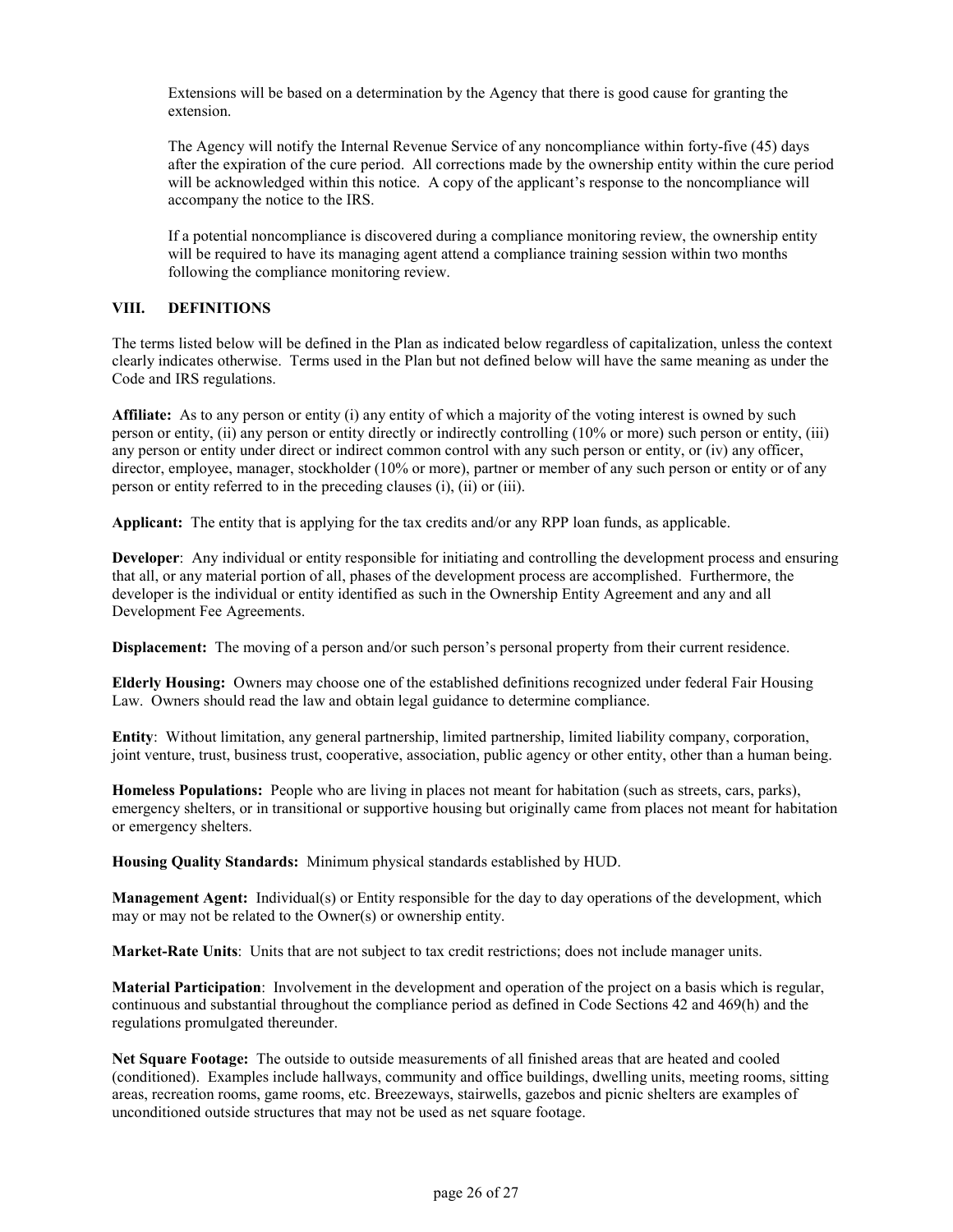Extensions will be based on a determination by the Agency that there is good cause for granting the extension.

The Agency will notify the Internal Revenue Service of any noncompliance within forty-five (45) days after the expiration of the cure period. All corrections made by the ownership entity within the cure period will be acknowledged within this notice. A copy of the applicant's response to the noncompliance will accompany the notice to the IRS.

If a potential noncompliance is discovered during a compliance monitoring review, the ownership entity will be required to have its managing agent attend a compliance training session within two months following the compliance monitoring review.

## VIII. DEFINITIONS

The terms listed below will be defined in the Plan as indicated below regardless of capitalization, unless the context clearly indicates otherwise. Terms used in the Plan but not defined below will have the same meaning as under the Code and IRS regulations.

**Affiliate:** As to any person or entity (i) any entity of which a majority of the voting interest is owned by such person or entity, (ii) any person or entity directly or indirectly controlling (10% or more) such person or entity, (iii) any person or entity under direct or indirect common control with any such person or entity, or (iv) any officer, director, employee, manager, stockholder (10% or more), partner or member of any such person or entity or of any person or entity referred to in the preceding clauses (i), (ii) or (iii).

**Applicant:** The entity that is applying for the tax credits and/or any RPP loan funds, as applicable.

**Developer**: Any individual or entity responsible for initiating and controlling the development process and ensuring that all, or any material portion of all, phases of the development process are accomplished. Furthermore, the developer is the individual or entity identified as such in the Ownership Entity Agreement and any and all Development Fee Agreements.

**Displacement:** The moving of a person and/or such person's personal property from their current residence.

**Elderly Housing:** Owners may choose one of the established definitions recognized under federal Fair Housing Law. Owners should read the law and obtain legal guidance to determine compliance.

**Entity**: Without limitation, any general partnership, limited partnership, limited liability company, corporation, joint venture, trust, business trust, cooperative, association, public agency or other entity, other than a human being.

**Homeless Populations:** People who are living in places not meant for habitation (such as streets, cars, parks), emergency shelters, or in transitional or supportive housing but originally came from places not meant for habitation or emergency shelters.

**Housing Quality Standards:** Minimum physical standards established by HUD.

**Management Agent:** Individual(s) or Entity responsible for the day to day operations of the development, which may or may not be related to the Owner(s) or ownership entity.

**Market-Rate Units**: Units that are not subject to tax credit restrictions; does not include manager units.

**Material Participation**: Involvement in the development and operation of the project on a basis which is regular, continuous and substantial throughout the compliance period as defined in Code Sections 42 and 469(h) and the regulations promulgated thereunder.

**Net Square Footage:** The outside to outside measurements of all finished areas that are heated and cooled (conditioned). Examples include hallways, community and office buildings, dwelling units, meeting rooms, sitting areas, recreation rooms, game rooms, etc. Breezeways, stairwells, gazebos and picnic shelters are examples of unconditioned outside structures that may not be used as net square footage.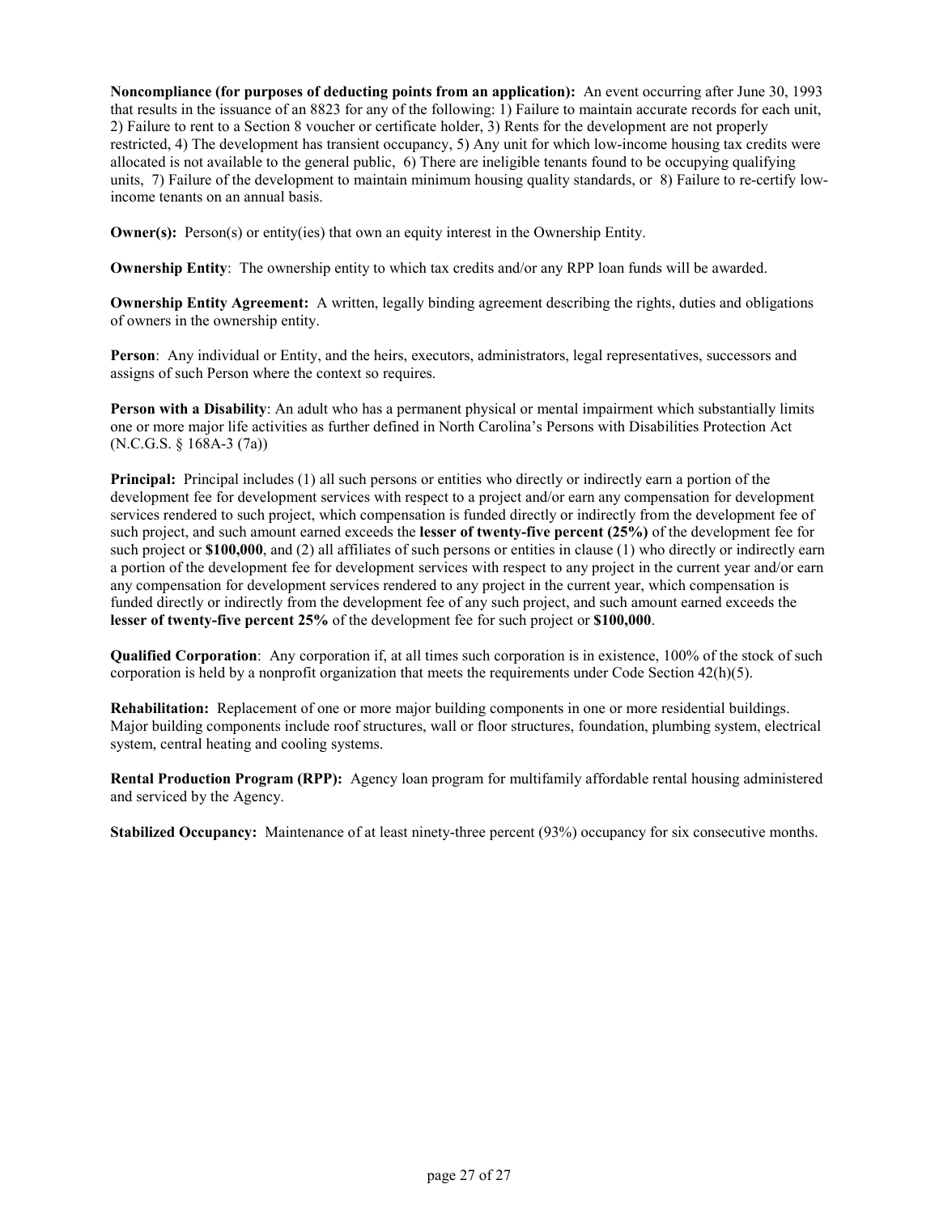**Noncompliance (for purposes of deducting points from an application):** An event occurring after June 30, 1993 that results in the issuance of an 8823 for any of the following: 1) Failure to maintain accurate records for each unit, 2) Failure to rent to a Section 8 voucher or certificate holder, 3) Rents for the development are not properly restricted, 4) The development has transient occupancy, 5) Any unit for which low-income housing tax credits were allocated is not available to the general public, 6) There are ineligible tenants found to be occupying qualifying units, 7) Failure of the development to maintain minimum housing quality standards, or 8) Failure to re-certify low-income tenants on an annual basis.

**Owner(s):** Person(s) or entity(ies) that own an equity interest in the Ownership Entity.

**Ownership Entity**: The ownership entity to which tax credits and/or any RPP loan funds will be awarded.

**Ownership Entity Agreement:** A written, legally binding agreement describing the rights, duties and obligations of owners in the ownership entity.

**Person**: Any individual or Entity, and the heirs, executors, administrators, legal representatives, successors and assigns of such Person where the context so requires.

**Person with a Disability**: An adult who has a permanent physical or mental impairment which substantially limits one or more major life activities as further defined in North Carolina's Persons with Disabilities Protection Act (N.C.G.S. § 168A-3 (7a))

**Principal:** Principal includes (1) all such persons or entities who directly or indirectly earn a portion of the development fee for development services with respect to a project and/or earn any compensation for development services rendered to such project, which compensation is funded directly or indirectly from the development fee of such project, and such amount earned exceeds the **lesser of twenty-five percent (25%)** of the development fee for such project or **$100,000**, and (2) all affiliates of such persons or entities in clause (1) who directly or indirectly earn a portion of the development fee for development services with respect to any project in the current year and/or earn any compensation for development services rendered to any project in the current year, which compensation is funded directly or indirectly from the development fee of any such project, and such amount earned exceeds the **lesser of twenty-five percent 25%** of the development fee for such project or **$100,000**.

**Qualified Corporation**: Any corporation if, at all times such corporation is in existence, 100% of the stock of such corporation is held by a nonprofit organization that meets the requirements under Code Section 42(h)(5).

**Rehabilitation:** Replacement of one or more major building components in one or more residential buildings. Major building components include roof structures, wall or floor structures, foundation, plumbing system, electrical system, central heating and cooling systems.

**Rental Production Program (RPP):** Agency loan program for multifamily affordable rental housing administered and serviced by the Agency.

**Stabilized Occupancy:** Maintenance of at least ninety-three percent (93%) occupancy for six consecutive months.